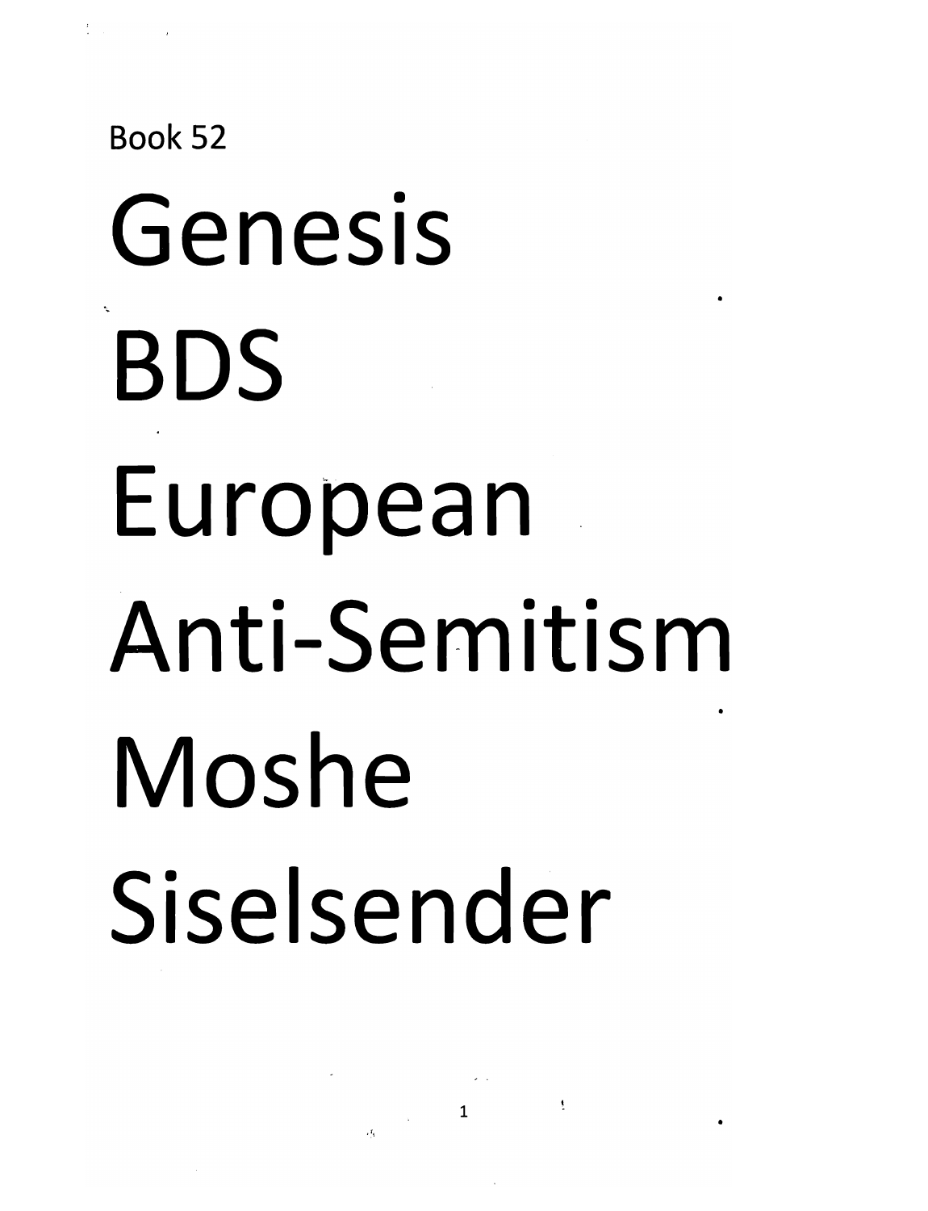Book 52

# Genesis BDS European Anti-Semitism

# Moshe Siselsender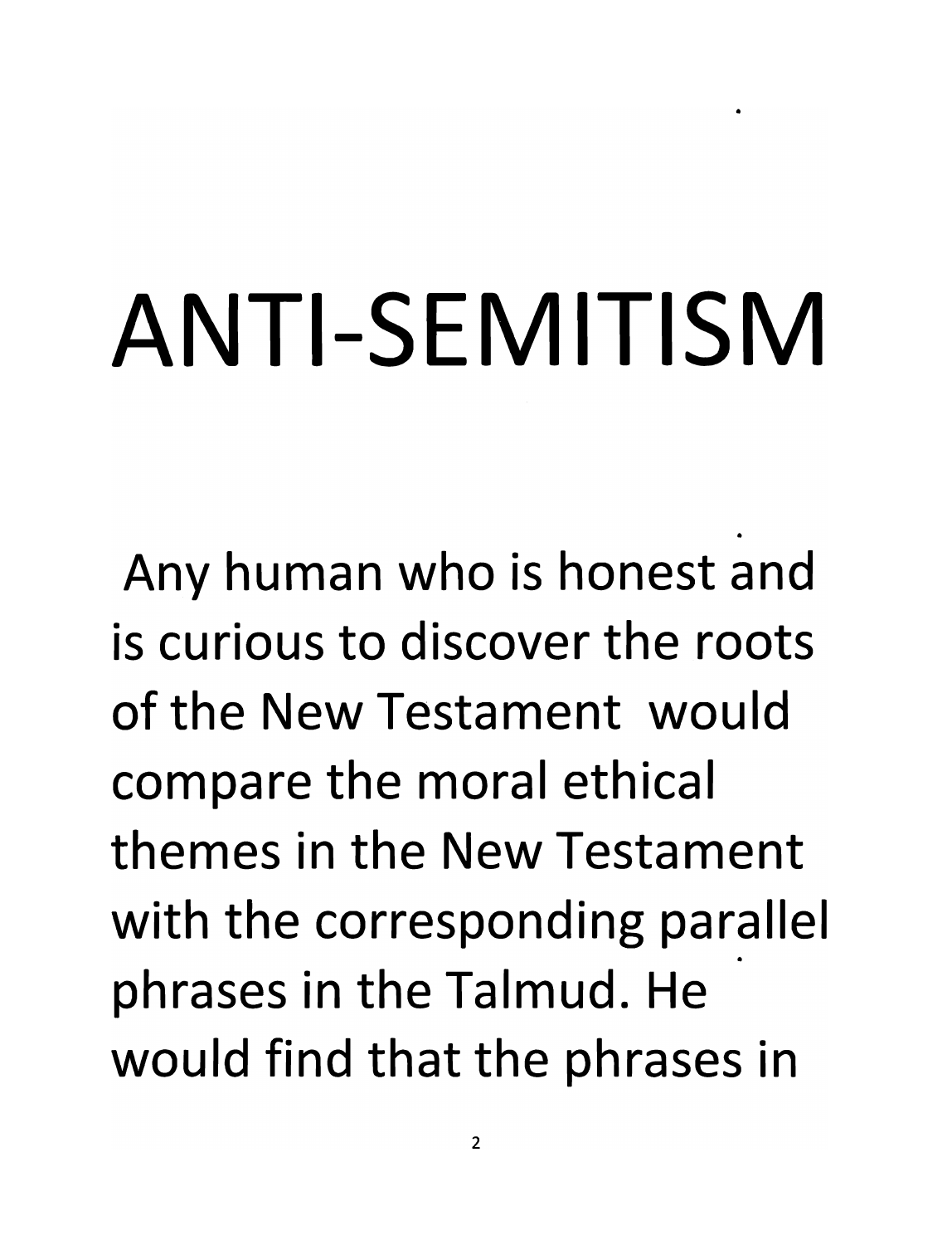# ANTI-SEMITISM

Any human who is honest and is curious to discover the roots of the New Testament would compare the moral ethical themes in the New Testament with the corresponding parallel phrases in the Talmud. He would find that the phrases in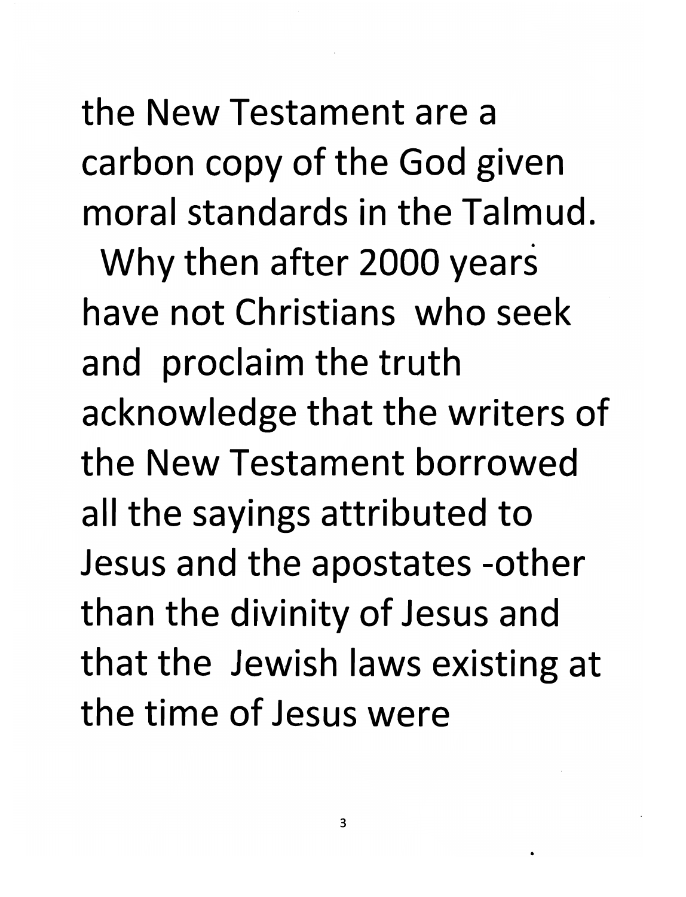the New Testament are a carbon copy of the God given moral standards in the Talmud.

Why then after 2000 years have not Christians who seek and proclaim the truth acknowledge that the writers of the New Testament borrowed all the sayings attributed to Jesus and the apostates -other than the divinity of Jesus and that the Jewish laws existing at the time of Jesus were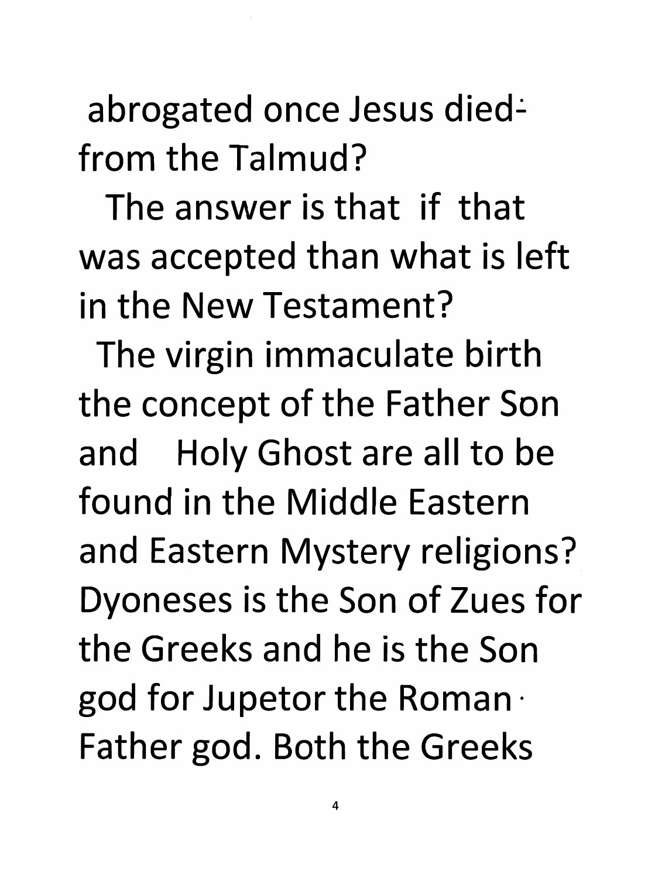abrogated once Jesus died- from the Talmud?

The answer is that if that was accepted than what is left in the New Testament?

The virgin immaculate birth the concept of the Father Son and Holy Ghost are all to be found in the Middle Eastern and Eastern Mystery religions? Dyoneses is the Son of Zues for the Greeks and he is the Son god for Jupetor the Roman Father god. Both the Greeks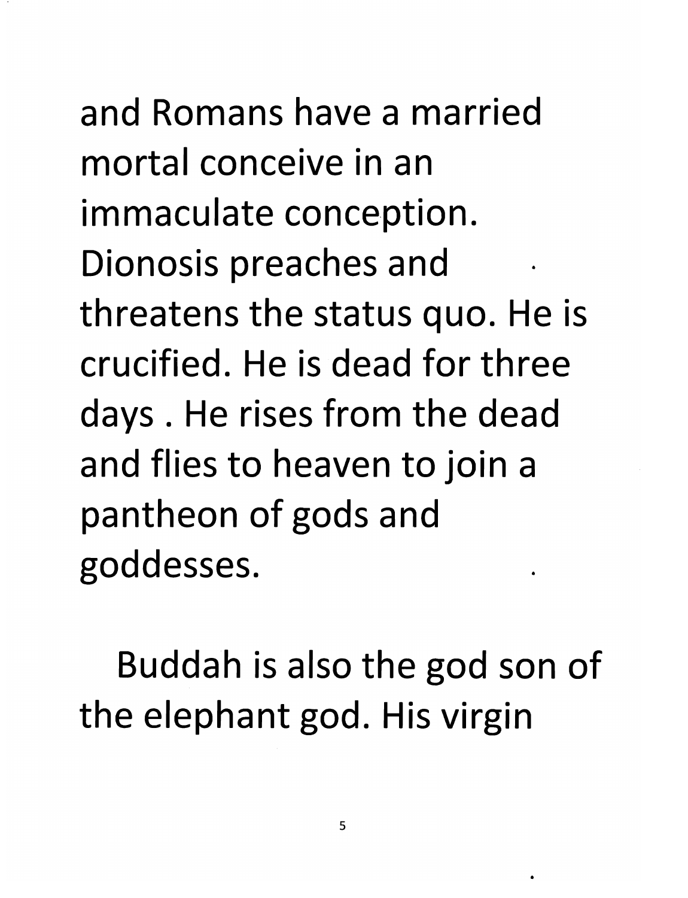and Romans have a married mortal conceive in an immaculate conception. Dionosis preaches and threatens the status quo. He is crucified. He is dead for three days . He rises from the dead and flies to heaven to join a pantheon of gods and goddesses.

Buddah is also the god son of the elephant god. His virgin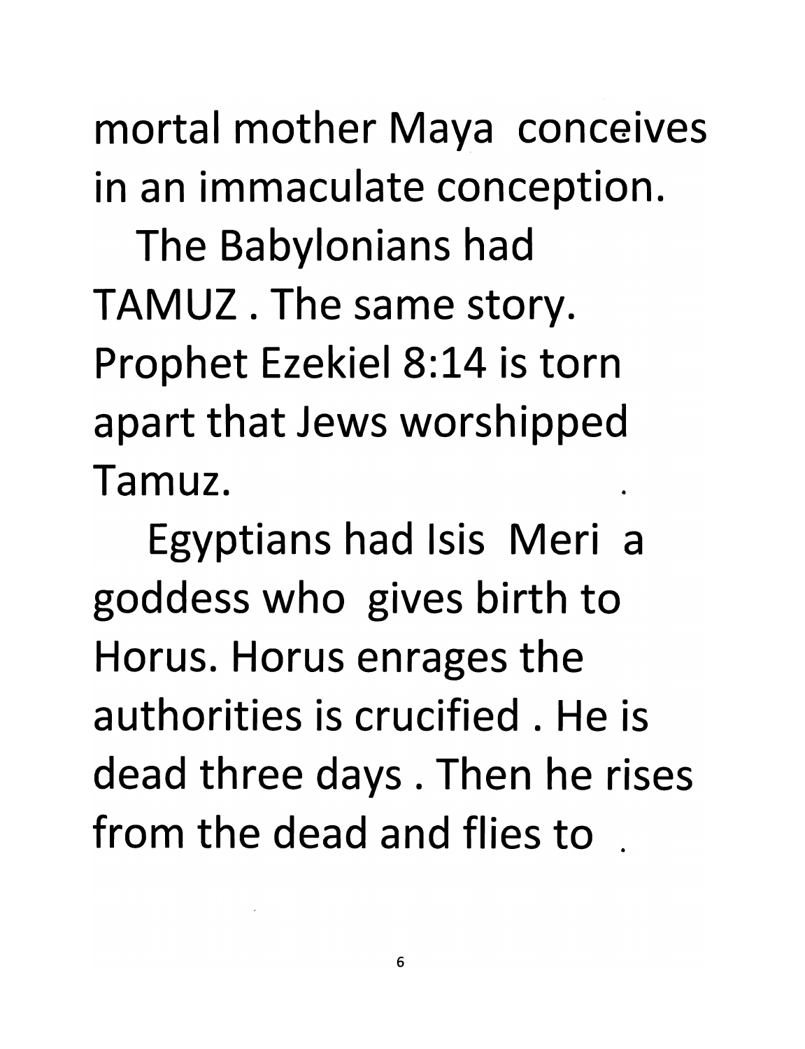mortal mother Maya conceives in an immaculate conception.

The Babylonians had TAMUZ . The same story. Prophet Ezekiel 8:14 is torn apart that Jews worshipped Tamuz.

Egyptians had Isis Meri a goddess who gives birth to Horus. Horus enrages the authorities is crucified . He is dead three days . Then he rises from the dead and flies to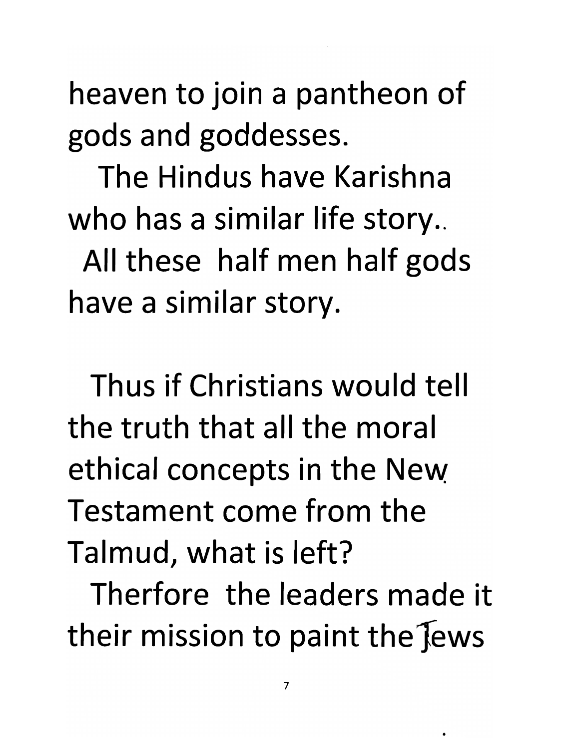heaven to join a pantheon of gods and goddesses.

The Hindus have Karishna who has a similar life story..

All these half men half gods have a similar story.

Thus if Christians would tell the truth that all the moral ethical concepts in the New Testament come from the Talmud, what is left?

Therfore the leaders made it their mission to paint the Jews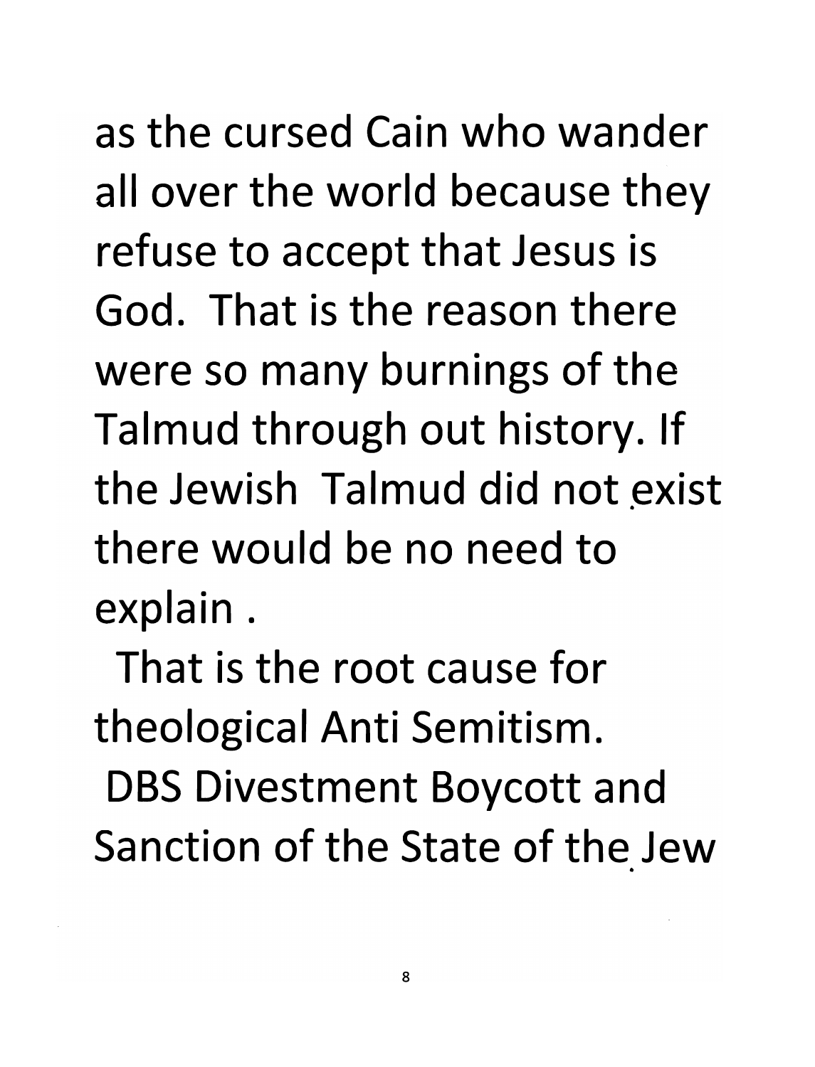as the cursed Cain who wander all over the world because they refuse to accept that Jesus is God. That is the reason there were so many burnings of the Talmud through out history. If the Jewish Talmud did not exist there would be no need to explain .

That is the root cause for theological Anti Semitism.

DBS Divestment Boycott and Sanction of the State of the Jew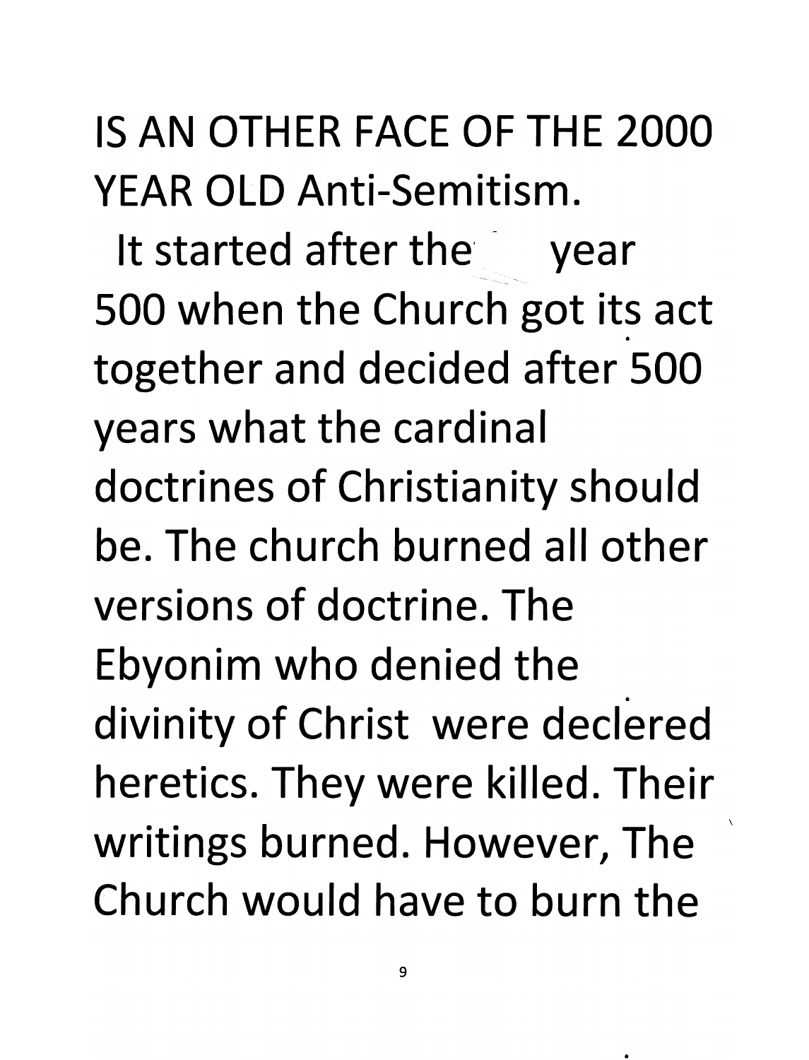IS AN OTHER FACE OF THE 2000 YEAR OLD Anti-Semitism.

It started after the year 500 when the Church got its act together and decided after 500 years what the cardinal doctrines of Christianity should be. The church burned all other versions of doctrine. The Ebyonim who denied the divinity of Christ were declered heretics. They were killed. Their writings burned. However, The Church would have to burn the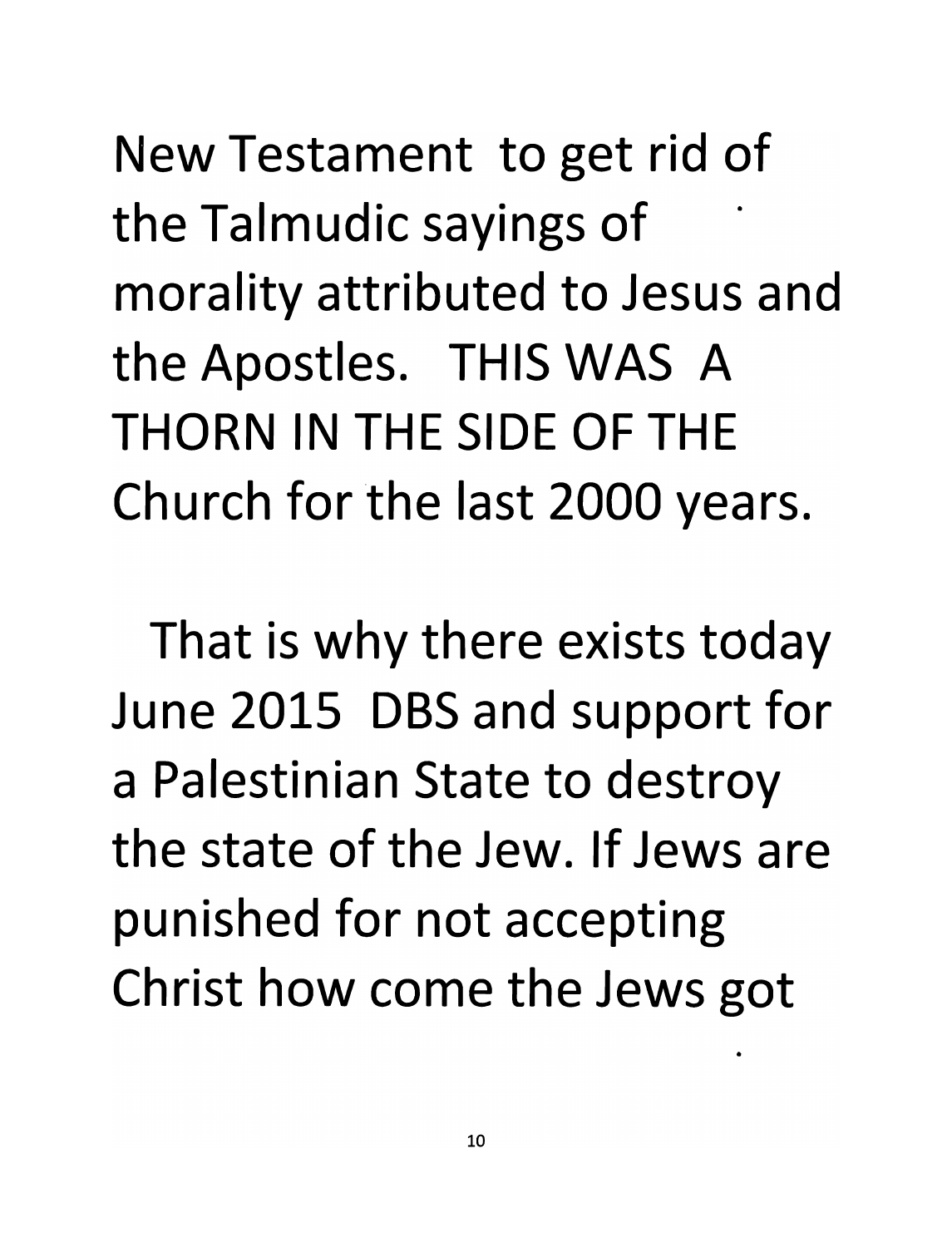New Testament to get rid of the Talmudic sayings of morality attributed to Jesus and the Apostles. THIS WAS A THORN IN THE SIDE OF THE Church for the last 2000 years.

That is why there exists today June 2015 DBS and support for a Palestinian State to destroy the state of the Jew. If Jews are punished for not accepting Christ how come the Jews got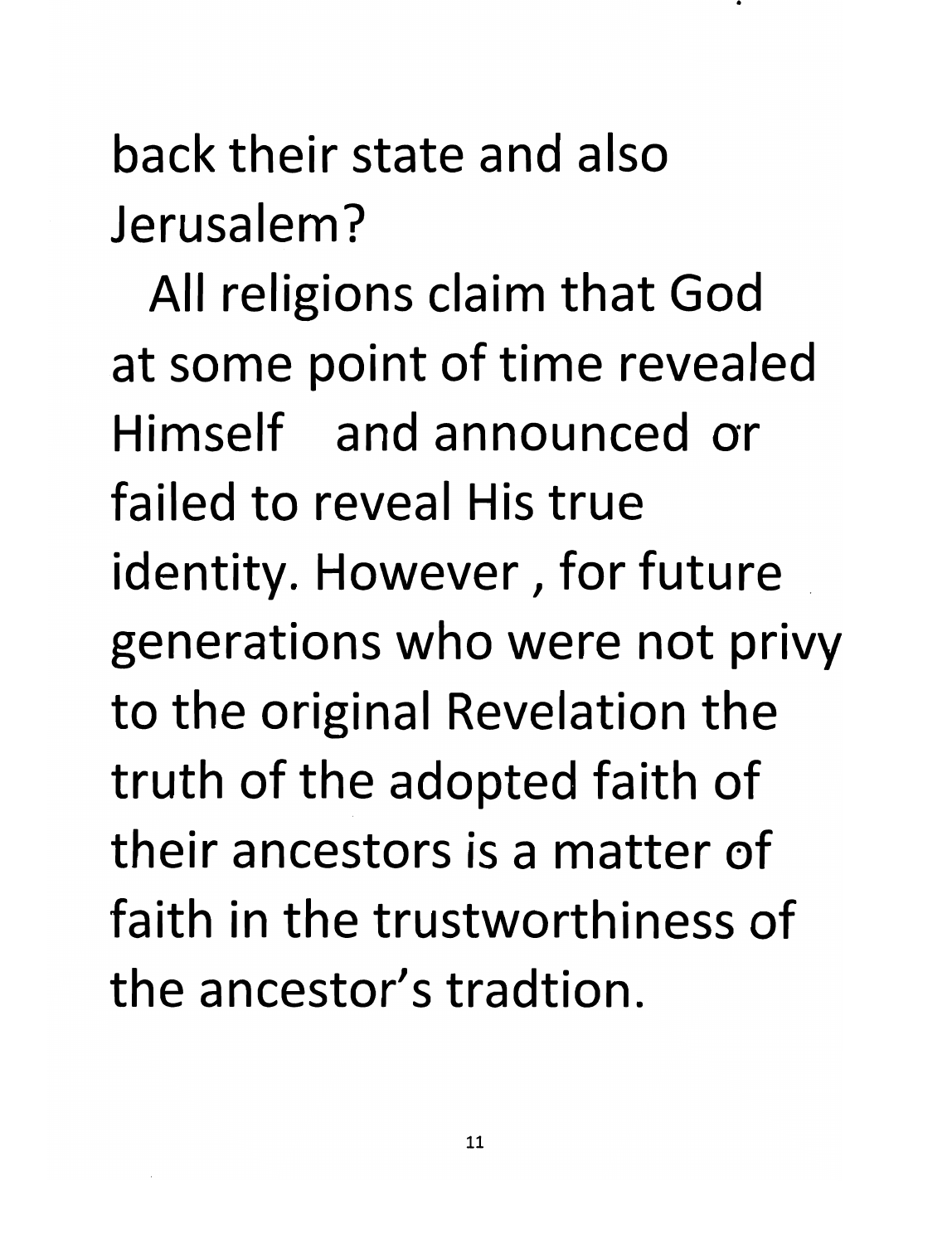back their state and also Jerusalem?

All religions claim that God at some point of time revealed Himself and announced or failed to reveal His true identity. However , for future generations who were not privy to the original Revelation the truth of the adopted faith of their ancestors is a matter of faith in the trustworthiness of the ancestor's tradtion.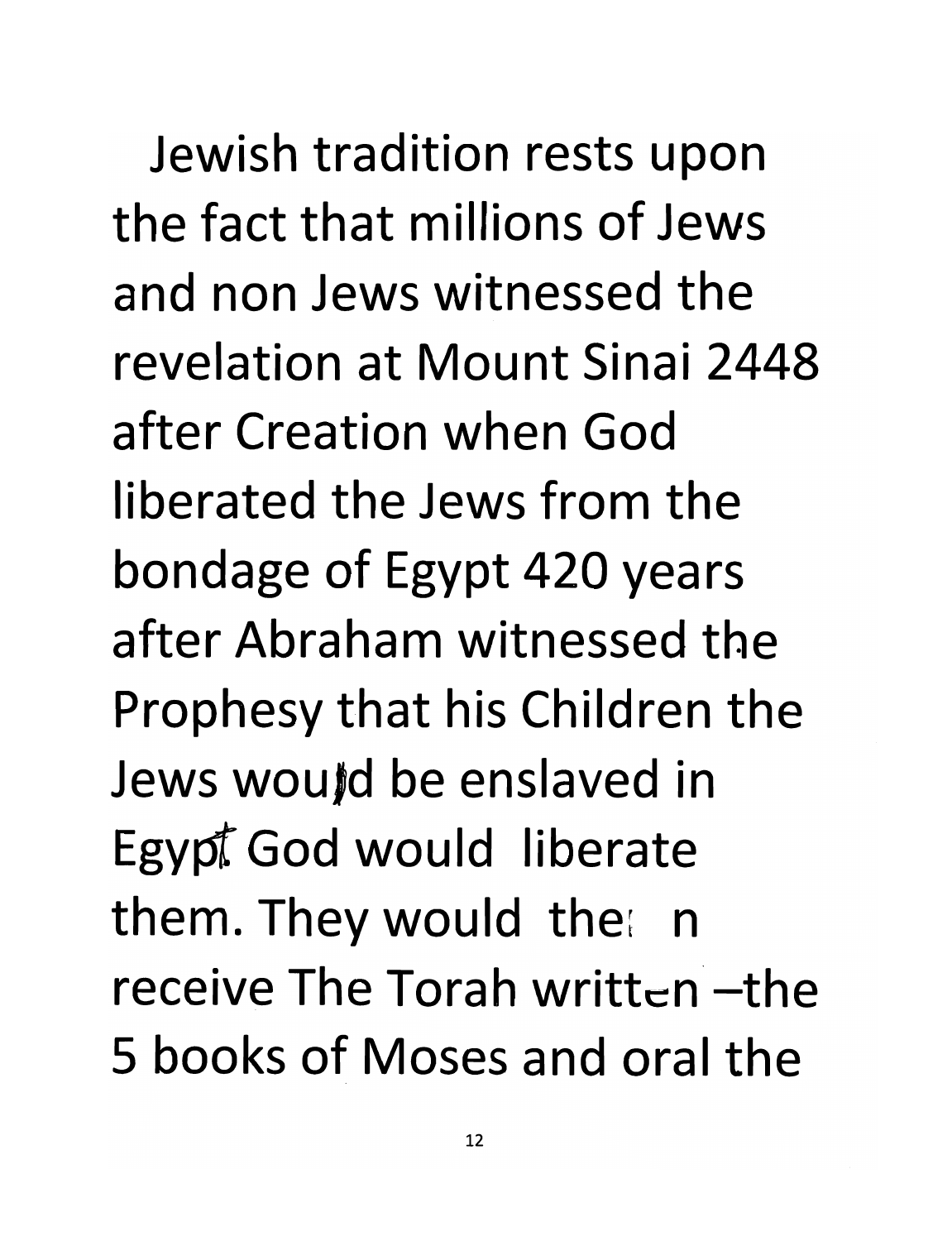Jewish tradition rests upon the fact that millions of Jews and non Jews witnessed the revelation at Mount Sinai 2448 after Creation when God liberated the Jews from the bondage of Egypt 420 years after Abraham witnessed the Prophesy that his Children the Jews would be enslaved in Egypt God would liberate them. They would then receive The Torah written –the 5 books of Moses and oral the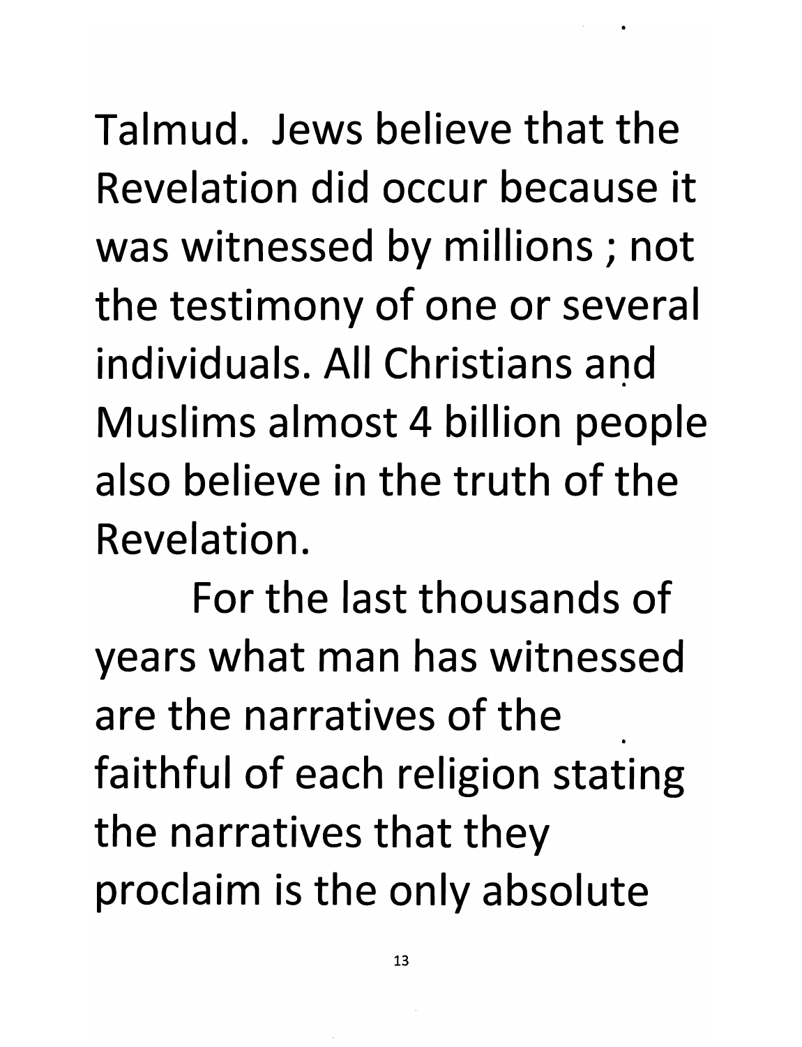Talmud. Jews believe that the Revelation did occur because it was witnessed by millions ; not the testimony of one or several individuals. All Christians and Muslims almost 4 billion people also believe in the truth of the Revelation.

For the last thousands of years what man has witnessed are the narratives of the faithful of each religion stating the narratives that they proclaim is the only absolute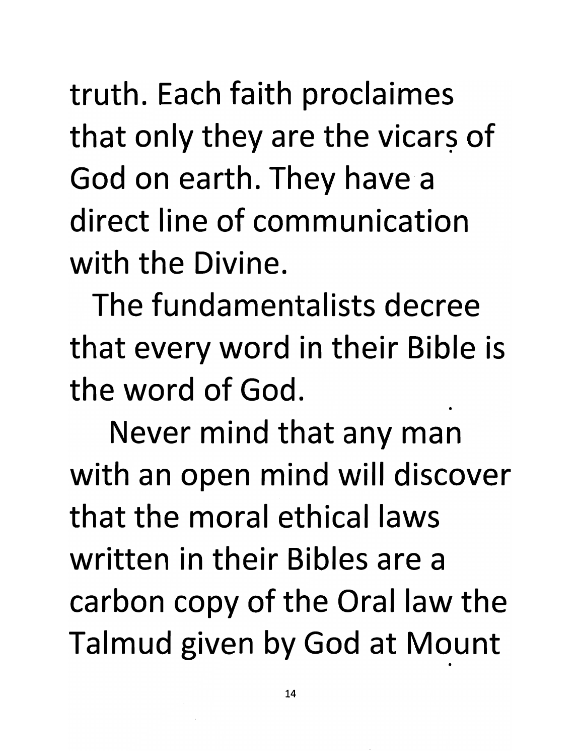truth. Each faith proclaimes that only they are the vicars of God on earth. They have a direct line of communication with the Divine.

The fundamentalists decree that every word in their Bible is the word of God.

Never mind that any man with an open mind will discover that the moral ethical laws written in their Bibles are a carbon copy of the Oral law the Talmud given by God at Mount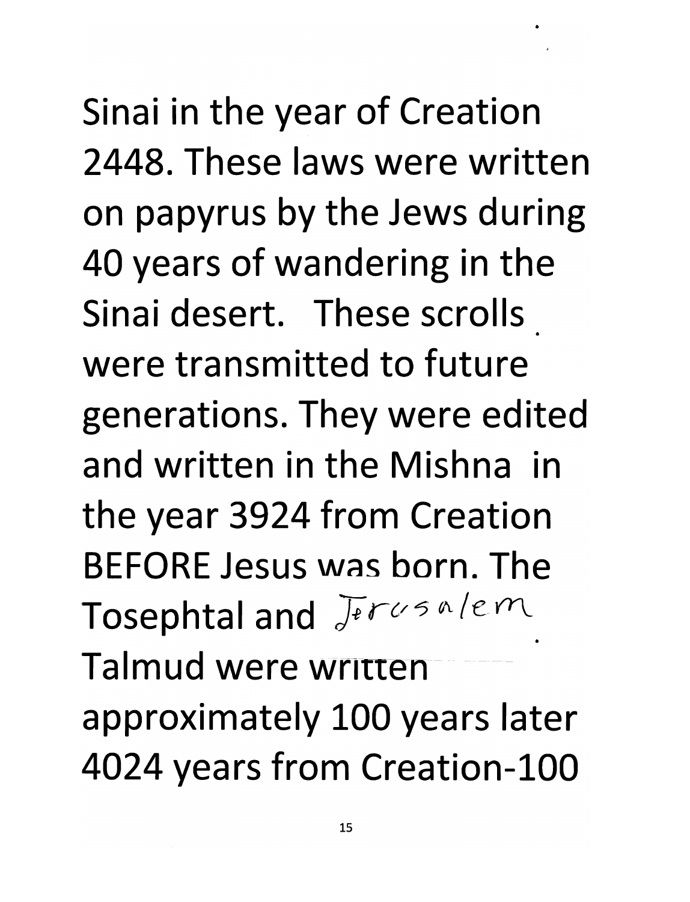Sinai in the year of Creation 2448. These laws were written on papyrus by the Jews during 40 years of wandering in the Sinai desert. These scrolls were transmitted to future generations. They were edited and written in the Mishna in the year 3924 from Creation BEFORE Jesus was born. The Tosephtal and Jerusalem Talmud were written approximately 100 years later 4024 years from Creation-100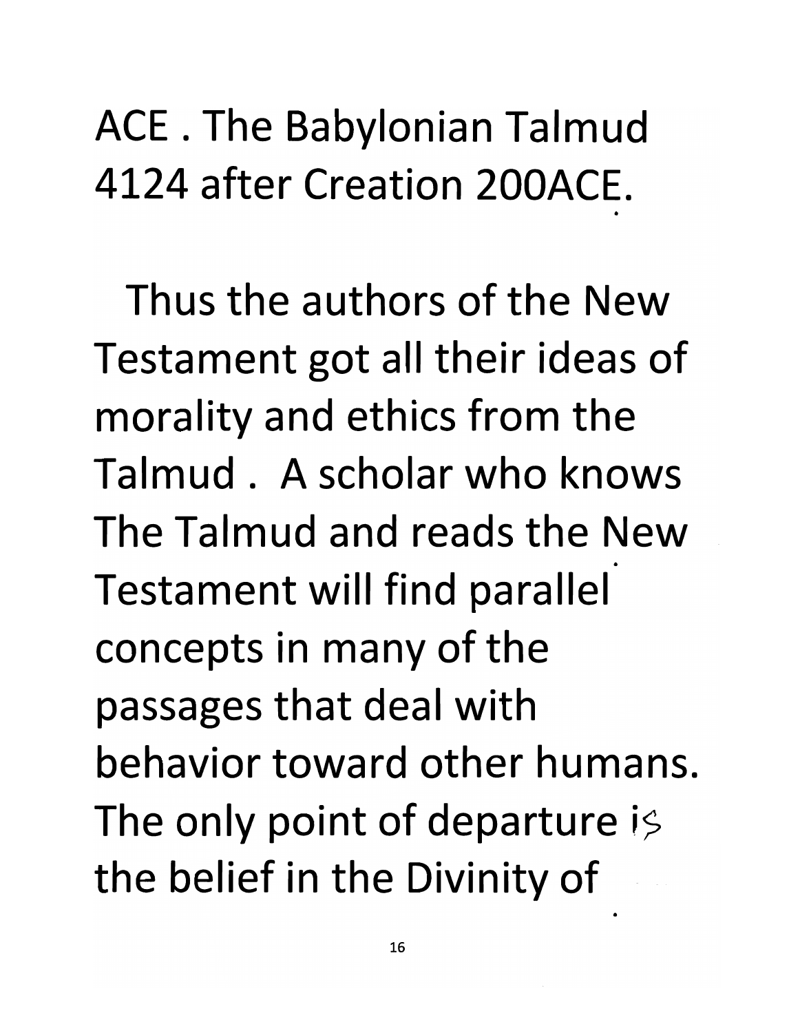ACE . The Babylonian Talmud 4124 after Creation 200ACE.

Thus the authors of the New Testament got all their ideas of morality and ethics from the Talmud . A scholar who knows The Talmud and reads the New Testament will find parallel concepts in many of the passages that deal with behavior toward other humans. The only point of departure is the belief in the Divinity of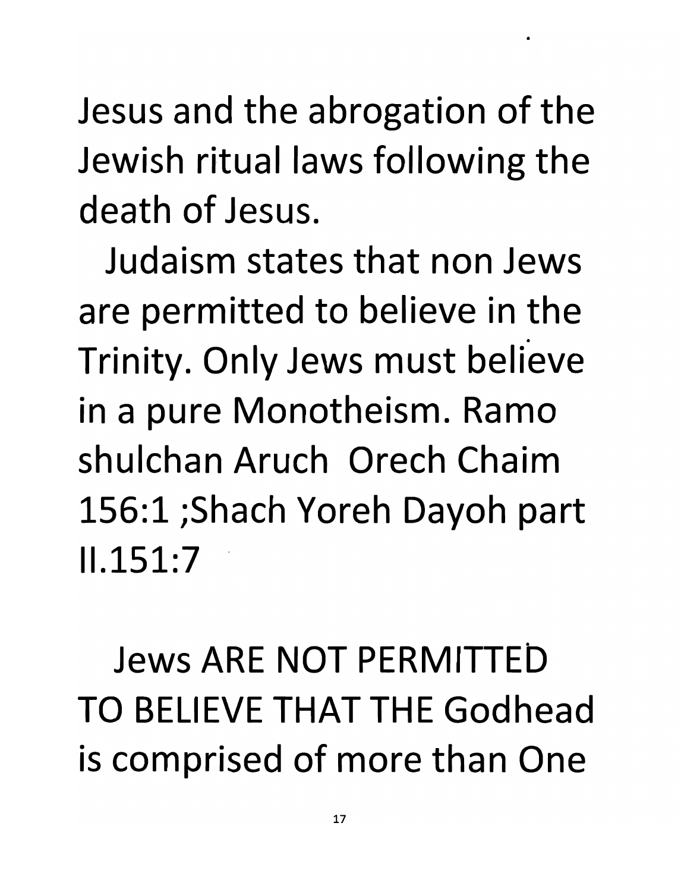Jesus and the abrogation of the Jewish ritual laws following the death of Jesus.

Judaism states that non Jews are permitted to believe in the Trinity. Only Jews must believe in a pure Monotheism. Ramo shulchan Aruch Orech Chaim 156:1 ;Shach Yoreh Dayoh part II.151:7

Jews ARE NOT PERMITTED TO BELIEVE THAT THE Godhead is comprised of more than One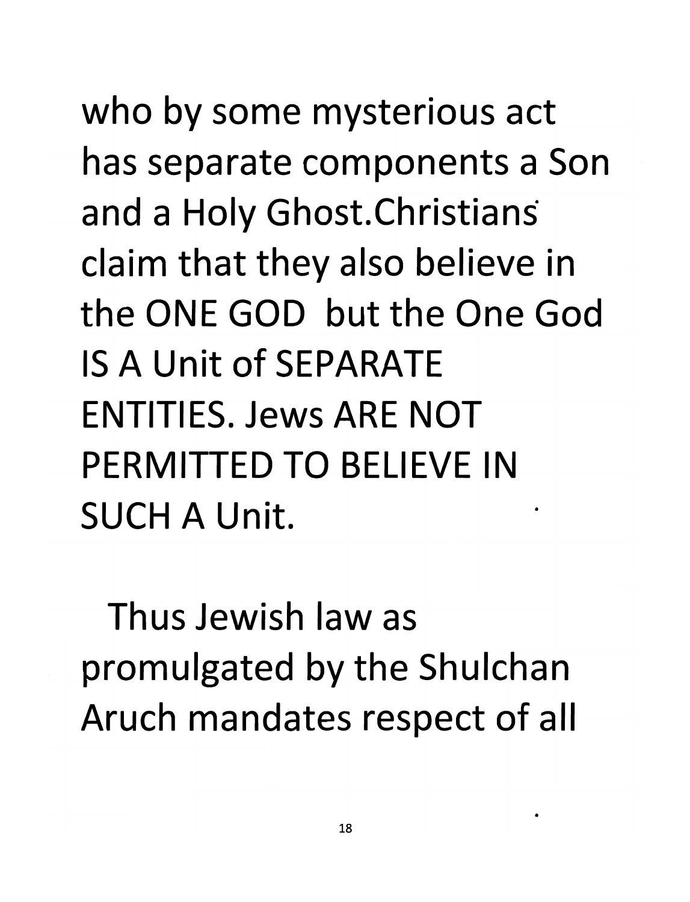who by some mysterious act has separate components a Son and a Holy Ghost.Christians claim that they also believe in the ONE GOD but the One God IS A Unit of SEPARATE ENTITIES. Jews ARE NOT PERMITTED TO BELIEVE IN SUCH A Unit.

Thus Jewish law as promulgated by the Shulchan Aruch mandates respect of all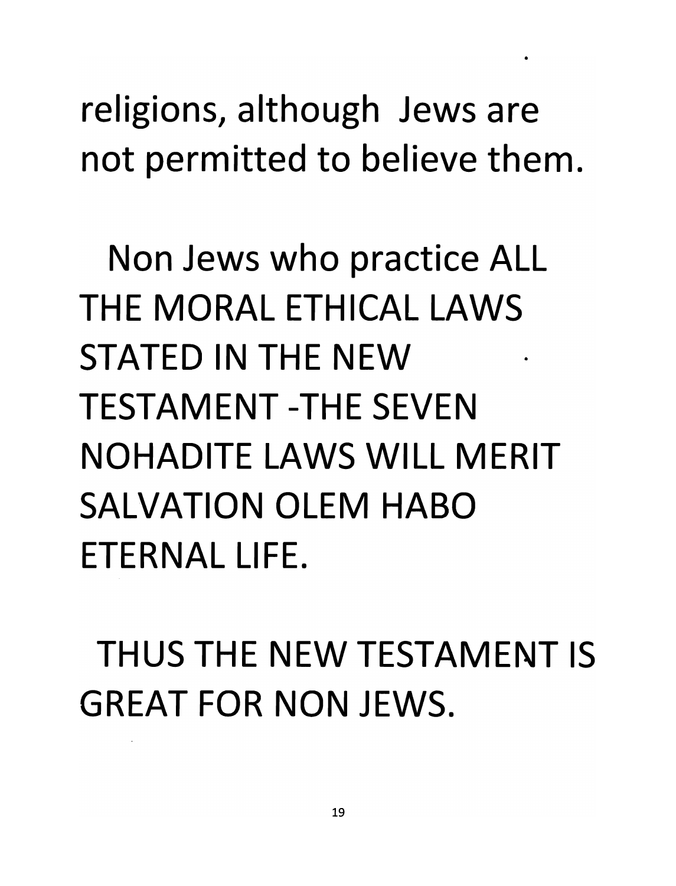religions, although Jews are not permitted to believe them.

Non Jews who practice ALL THE MORAL ETHICAL LAWS STATED IN THE NEW TESTAMENT -THE SEVEN NOHADITE LAWS WILL MERIT SALVATION OLEM HABO ETERNAL LIFE.

THUS THE NEW TESTAMENT IS GREAT FOR NON JEWS.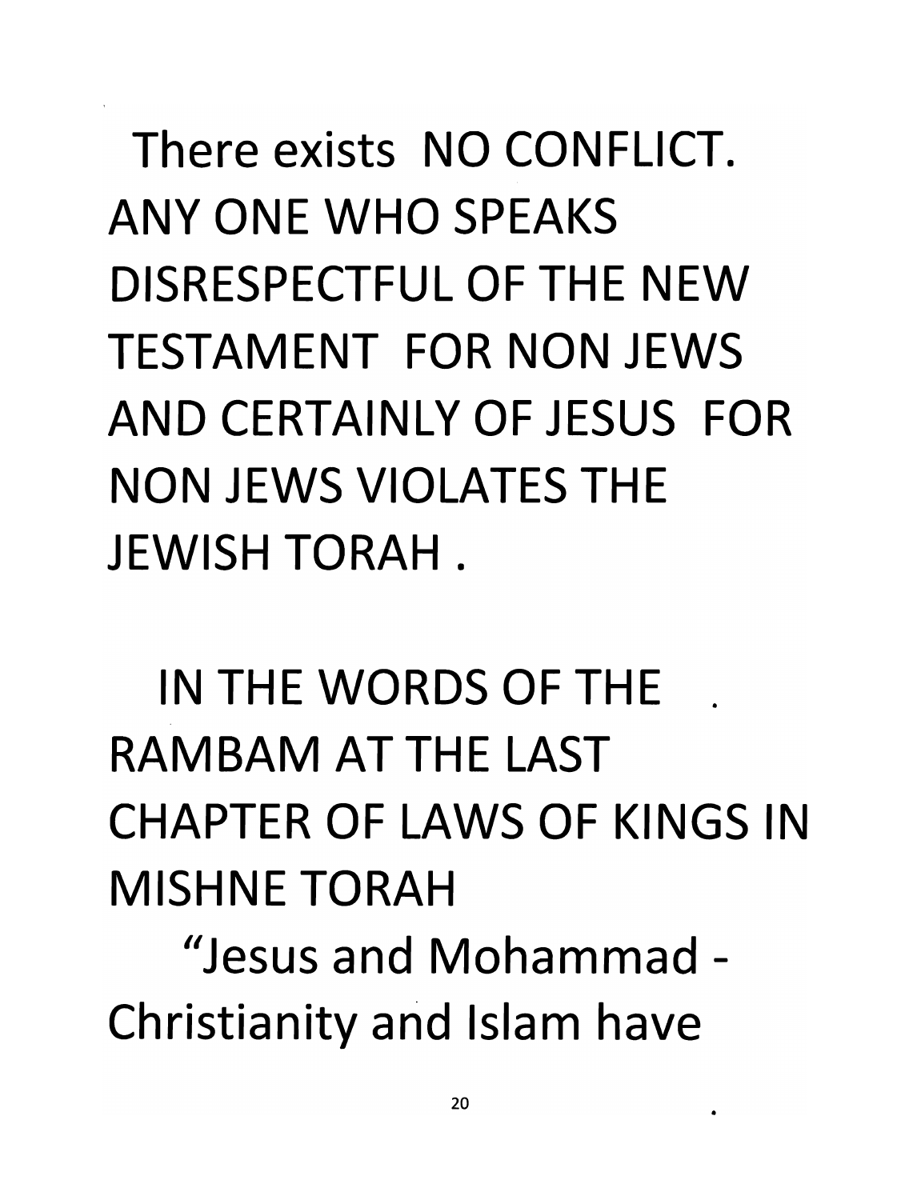There exists NO CONFLICT. ANY ONE WHO SPEAKS DISRESPECTFUL OF THE NEW TESTAMENT FOR NON JEWS AND CERTAINLY OF JESUS FOR NON JEWS VIOLATES THE JEWISH TORAH .

IN THE WORDS OF THE RAMBAM AT THE LAST CHAPTER OF LAWS OF KINGS IN MISHNE TORAH

"Jesus and Mohammad - Christianity and Islam have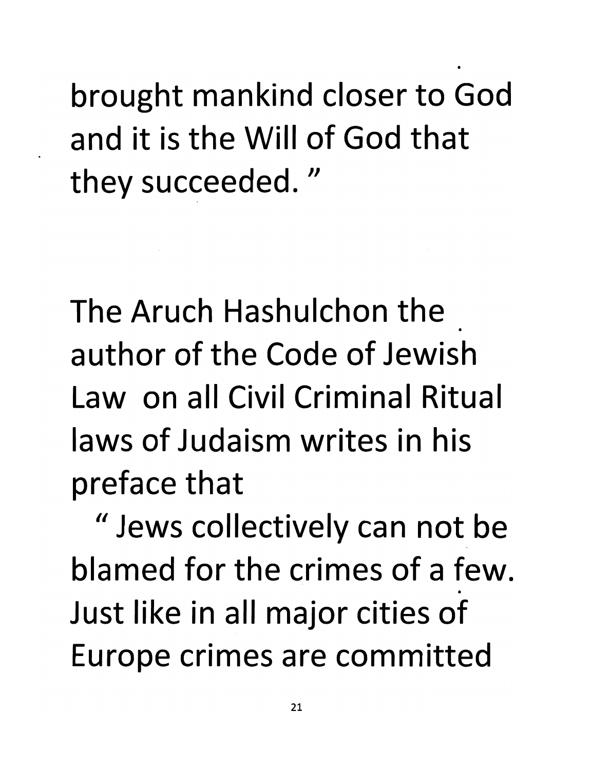brought mankind closer to God and it is the Will of God that they succeeded. "

The Aruch Hashulchon the author of the Code of Jewish Law on all Civil Criminal Ritual laws of Judaism writes in his preface that

" Jews collectively can not be blamed for the crimes of a few. Just like in all major cities of Europe crimes are committed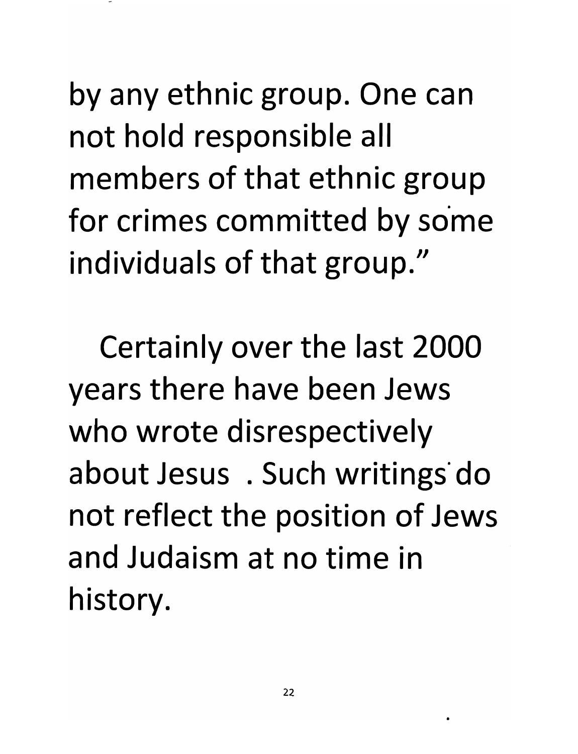by any ethnic group. One can not hold responsible all members of that ethnic group for crimes committed by some individuals of that group."

Certainly over the last 2000 years there have been Jews who wrote disrespectively about Jesus . Such writings do not reflect the position of Jews and Judaism at no time in history.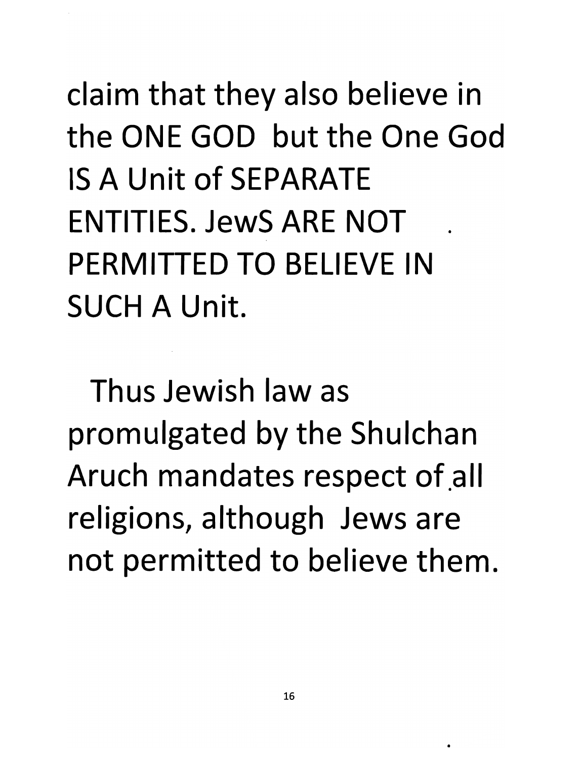claim that they also believe in the ONE GOD but the One God IS A Unit of SEPARATE ENTITIES. JewS ARE NOT PERMITTED TO BELIEVE IN SUCH A Unit.

Thus Jewish law as promulgated by the Shulchan Aruch mandates respect of all religions, although Jews are not permitted to believe them.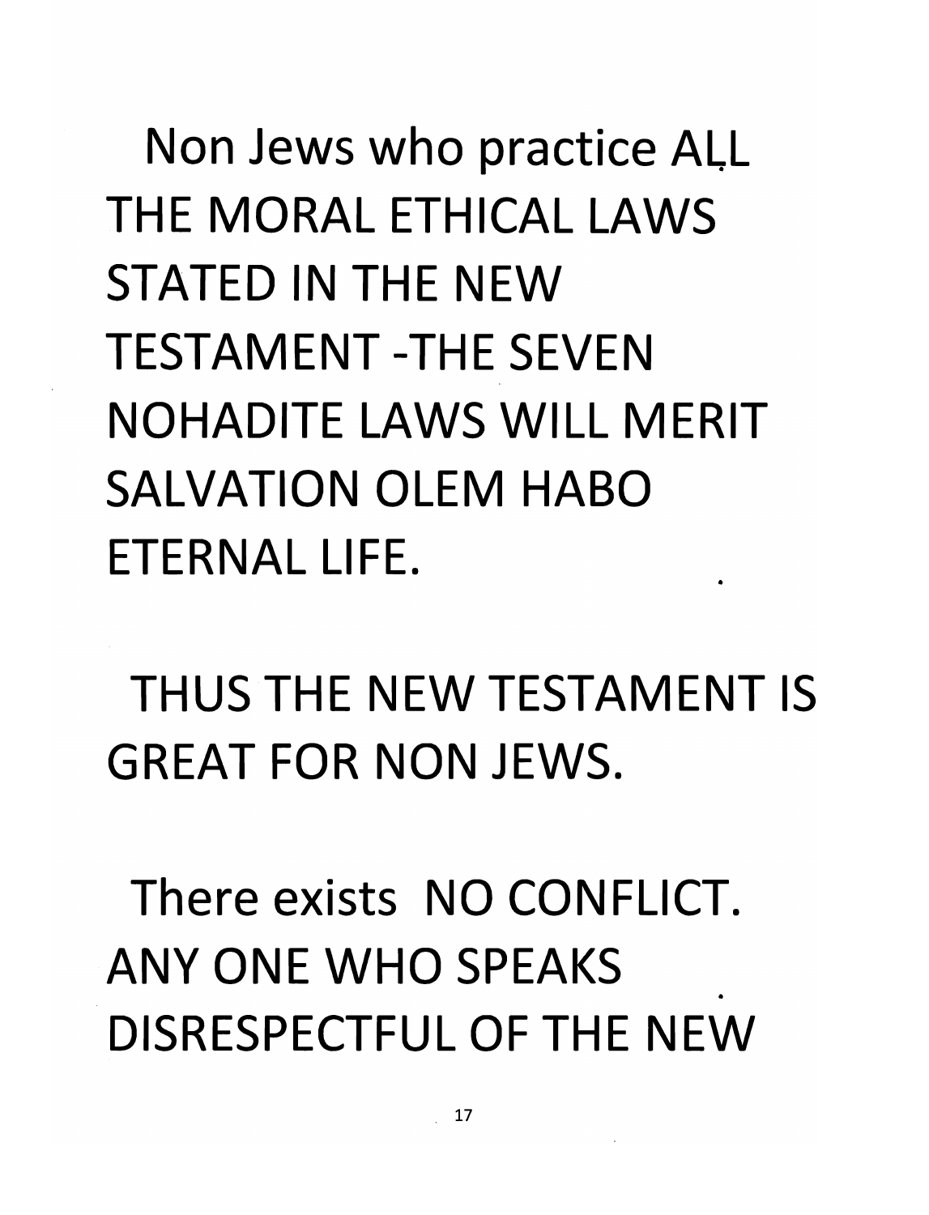Non Jews who practice ALL THE MORAL ETHICAL LAWS STATED IN THE NEW TESTAMENT -THE SEVEN NOHADITE LAWS WILL MERIT SALVATION OLEM HABO ETERNAL LIFE.

THUS THE NEW TESTAMENT IS GREAT FOR NON JEWS.

There exists NO CONFLICT. ANY ONE WHO SPEAKS DISRESPECTFUL OF THE NEW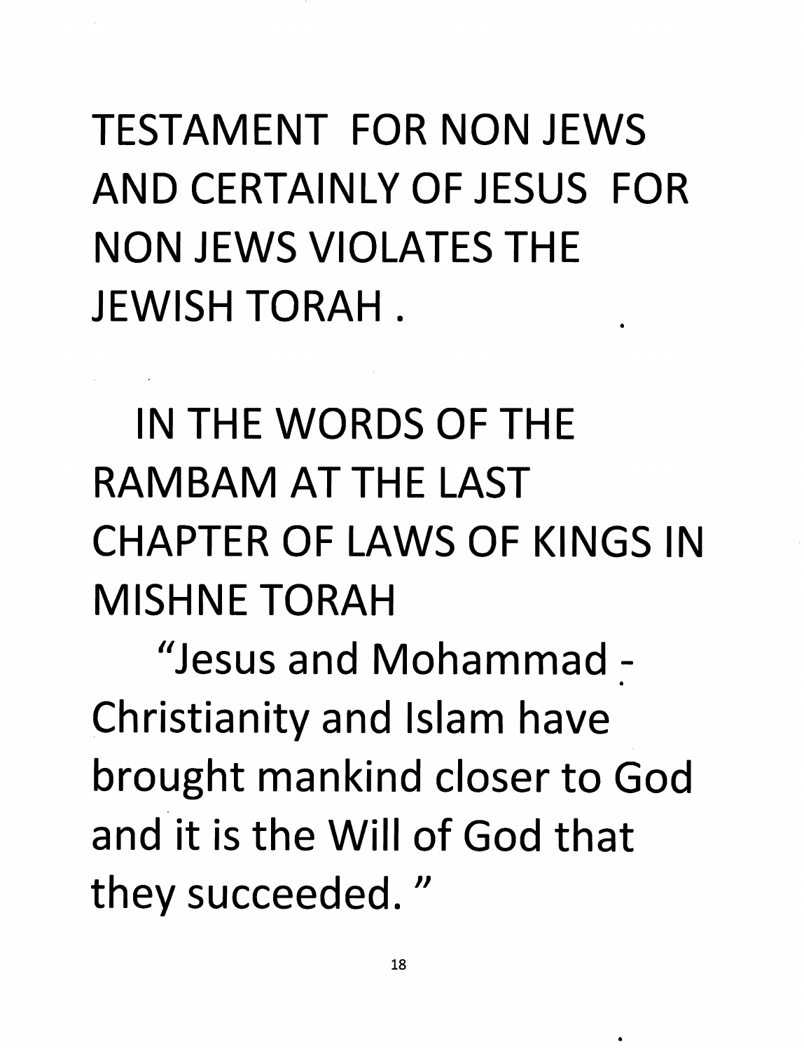TESTAMENT FOR NON JEWS AND CERTAINLY OF JESUS FOR NON JEWS VIOLATES THE JEWISH TORAH .

IN THE WORDS OF THE RAMBAM AT THE LAST CHAPTER OF LAWS OF KINGS IN MISHNE TORAH

"Jesus and Mohammad - Christianity and Islam have brought mankind closer to God and it is the Will of God that they succeeded. "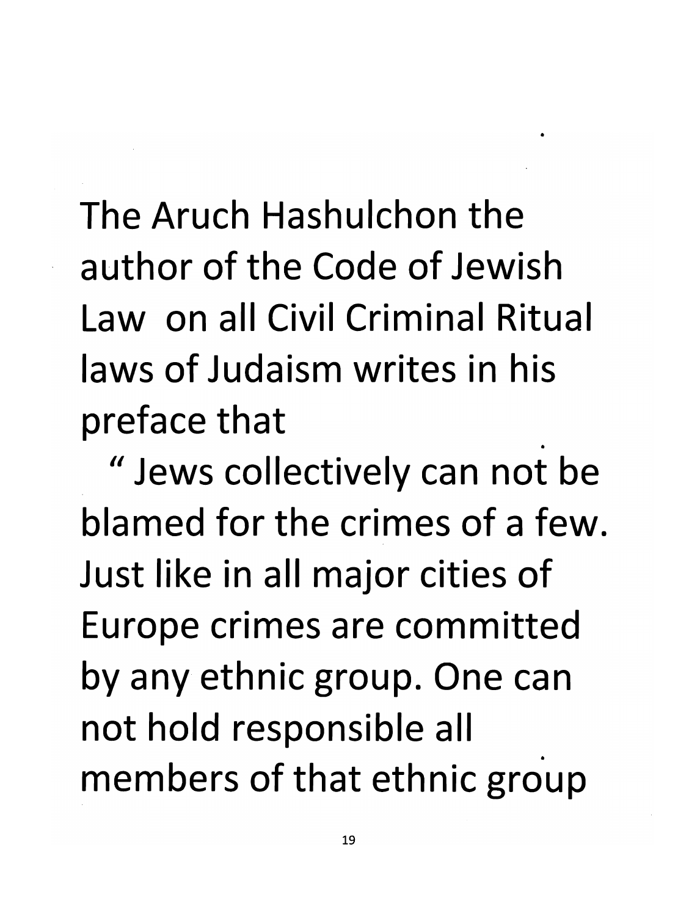The Aruch Hashulchon the author of the Code of Jewish Law on all Civil Criminal Ritual laws of Judaism writes in his preface that

" Jews collectively can not be blamed for the crimes of a few. Just like in all major cities of Europe crimes are committed by any ethnic group. One can not hold responsible all members of that ethnic group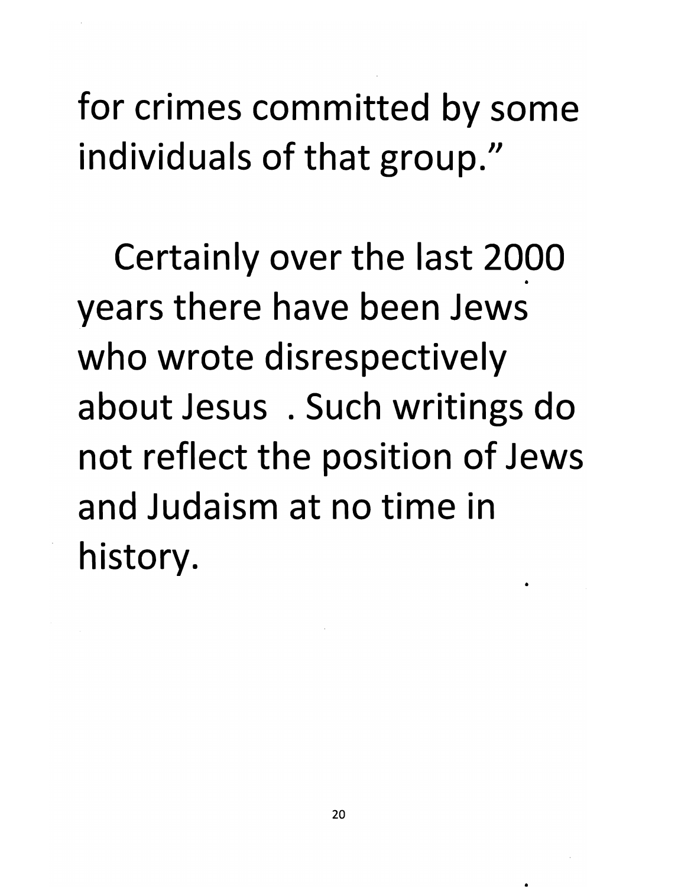for crimes committed by some individuals of that group."

Certainly over the last 2000 years there have been Jews who wrote disrespectively about Jesus . Such writings do not reflect the position of Jews and Judaism at no time in history.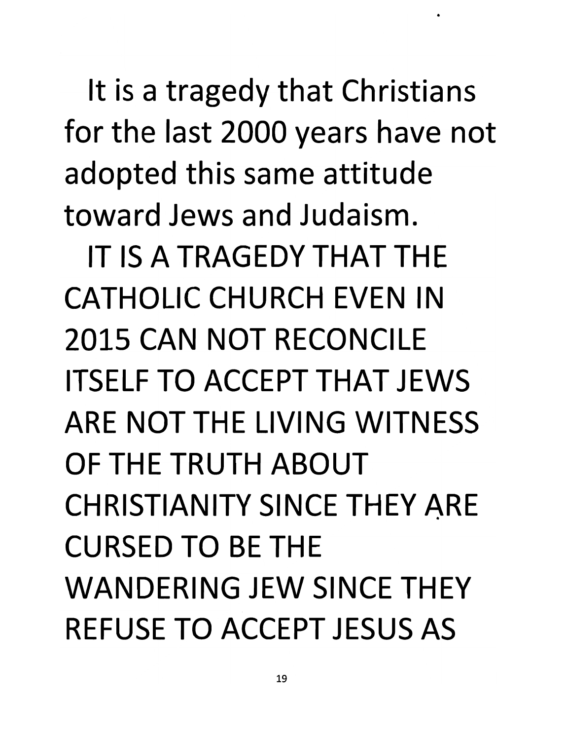It is a tragedy that Christians for the last 2000 years have not adopted this same attitude toward Jews and Judaism.

IT IS A TRAGEDY THAT THE CATHOLIC CHURCH EVEN IN 2015 CAN NOT RECONCILE ITSELF TO ACCEPT THAT JEWS ARE NOT THE LIVING WITNESS OF THE TRUTH ABOUT CHRISTIANITY SINCE THEY ARE CURSED TO BE THE WANDERING JEW SINCE THEY REFUSE TO ACCEPT JESUS AS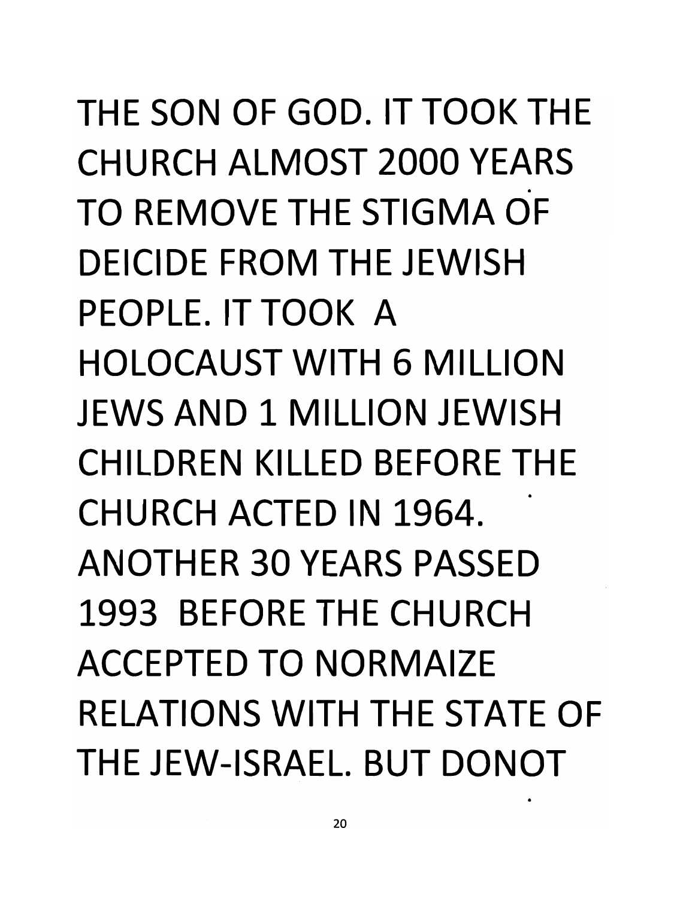THE SON OF GOD. IT TOOK THE CHURCH ALMOST 2000 YEARS TO REMOVE THE STIGMA OF DEICIDE FROM THE JEWISH PEOPLE. IT TOOK A HOLOCAUST WITH 6 MILLION JEWS AND 1 MILLION JEWISH CHILDREN KILLED BEFORE THE CHURCH ACTED IN 1964. ANOTHER 30 YEARS PASSED 1993 BEFORE THE CHURCH ACCEPTED TO NORMAIZE RELATIONS WITH THE STATE OF THE JEW-ISRAEL. BUT DONOT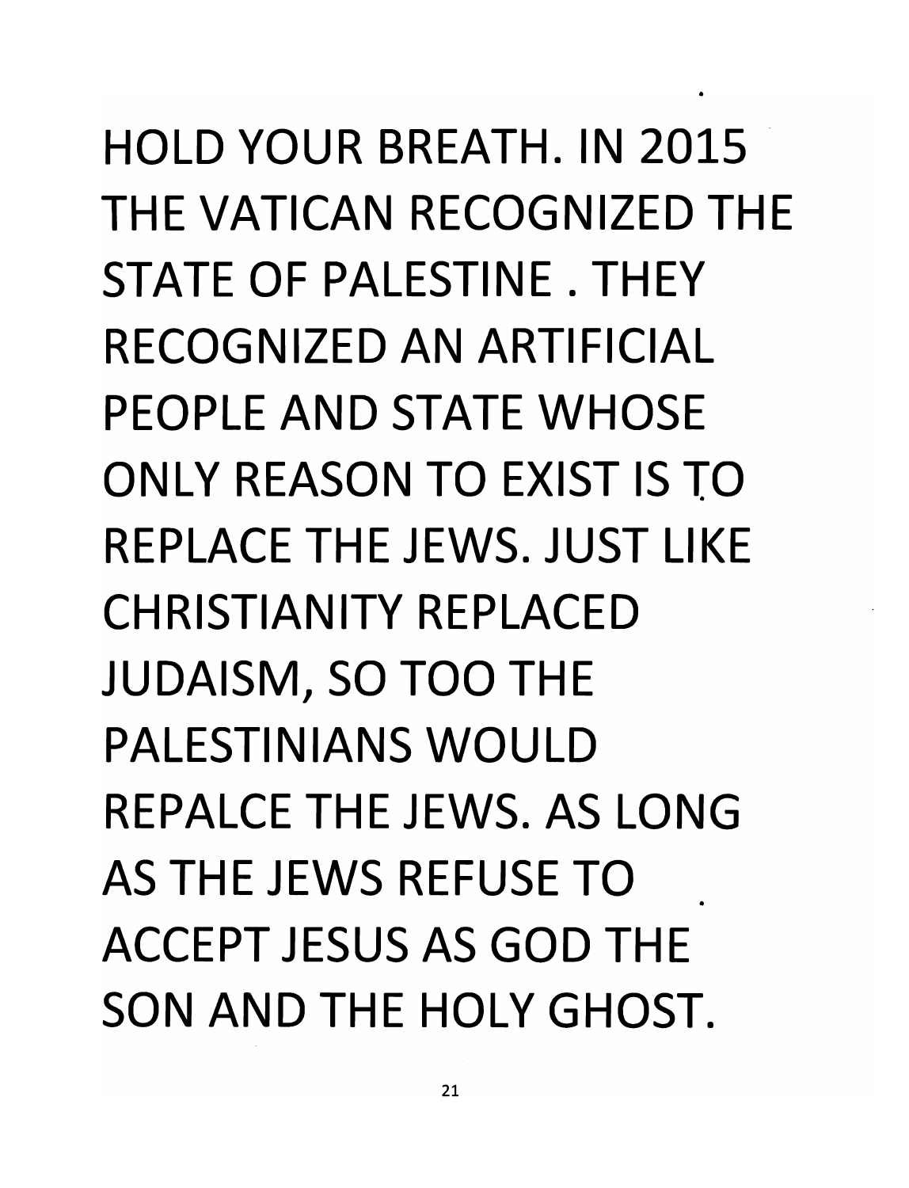HOLD YOUR BREATH. IN 2015 THE VATICAN RECOGNIZED THE STATE OF PALESTINE . THEY RECOGNIZED AN ARTIFICIAL PEOPLE AND STATE WHOSE ONLY REASON TO EXIST IS TO REPLACE THE JEWS. JUST LIKE CHRISTIANITY REPLACED JUDAISM, SO TOO THE PALESTINIANS WOULD REPALCE THE JEWS. AS LONG AS THE JEWS REFUSE TO ACCEPT JESUS AS GOD THE SON AND THE HOLY GHOST.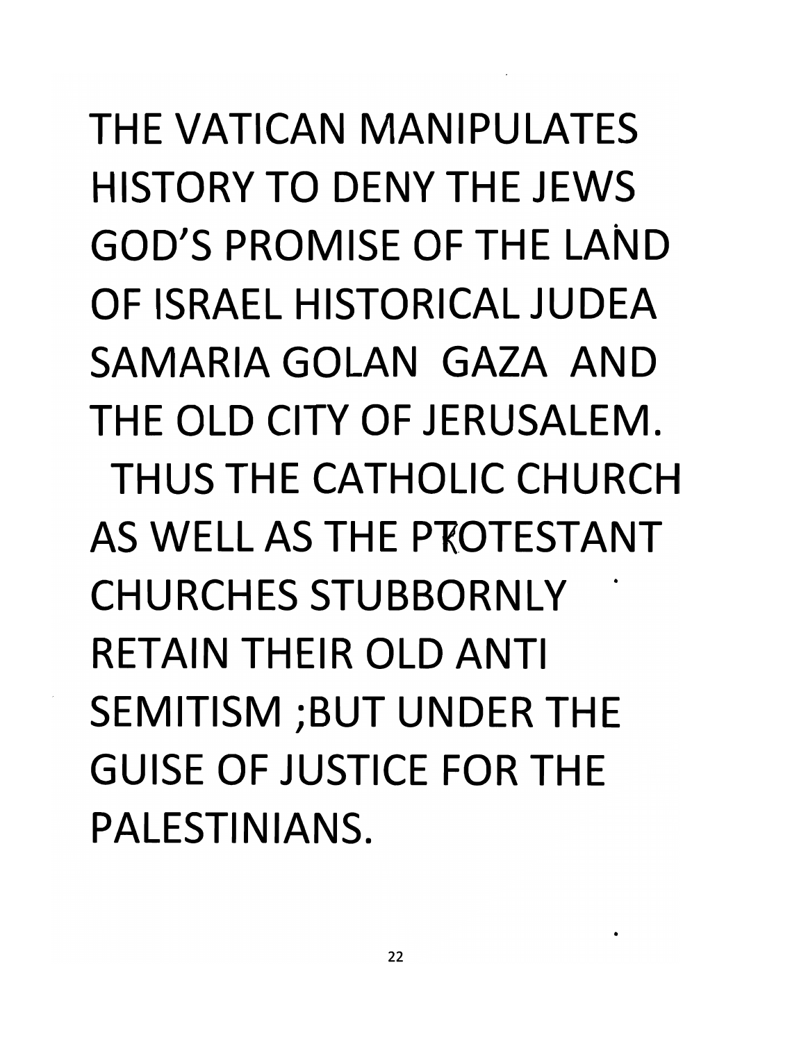THE VATICAN MANIPULATES HISTORY TO DENY THE JEWS GOD'S PROMISE OF THE LAND OF ISRAEL HISTORICAL JUDEA SAMARIA GOLAN GAZA AND THE OLD CITY OF JERUSALEM.

THUS THE CATHOLIC CHURCH AS WELL AS THE PROTESTANT CHURCHES STUBBORNLY RETAIN THEIR OLD ANTI SEMITISM ;BUT UNDER THE GUISE OF JUSTICE FOR THE PALESTINIANS.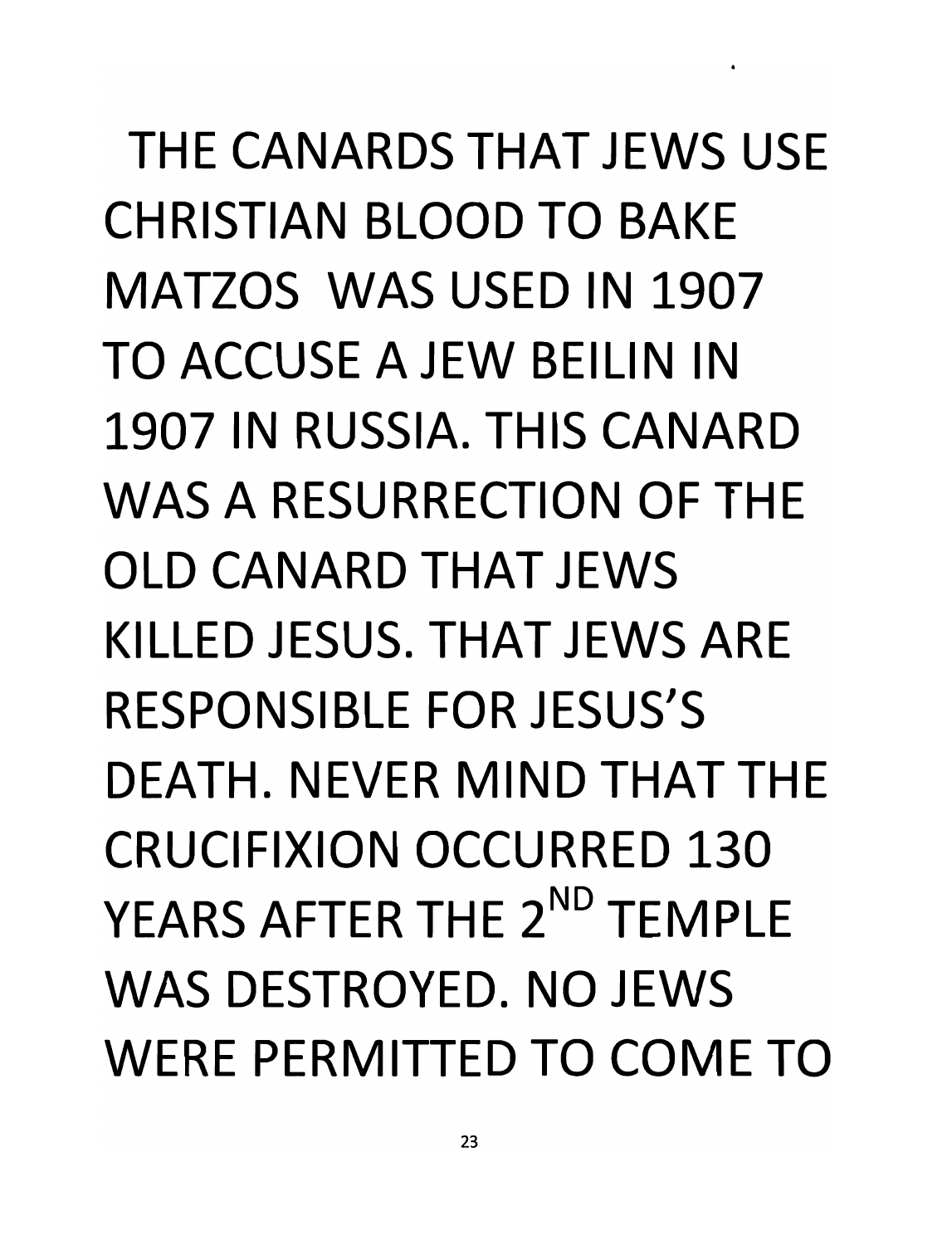THE CANARDS THAT JEWS USE CHRISTIAN BLOOD TO BAKE MATZOS WAS USED IN 1907 TO ACCUSE A JEW BEILIN IN 1907 IN RUSSIA. THIS CANARD WAS A RESURRECTION OF THE OLD CANARD THAT JEWS KILLED JESUS. THAT JEWS ARE RESPONSIBLE FOR JESUS'S DEATH. NEVER MIND THAT THE CRUCIFIXION OCCURRED 130 YEARS AFTER THE 2ND TEMPLE WAS DESTROYED. NO JEWS WERE PERMITTED TO COME TO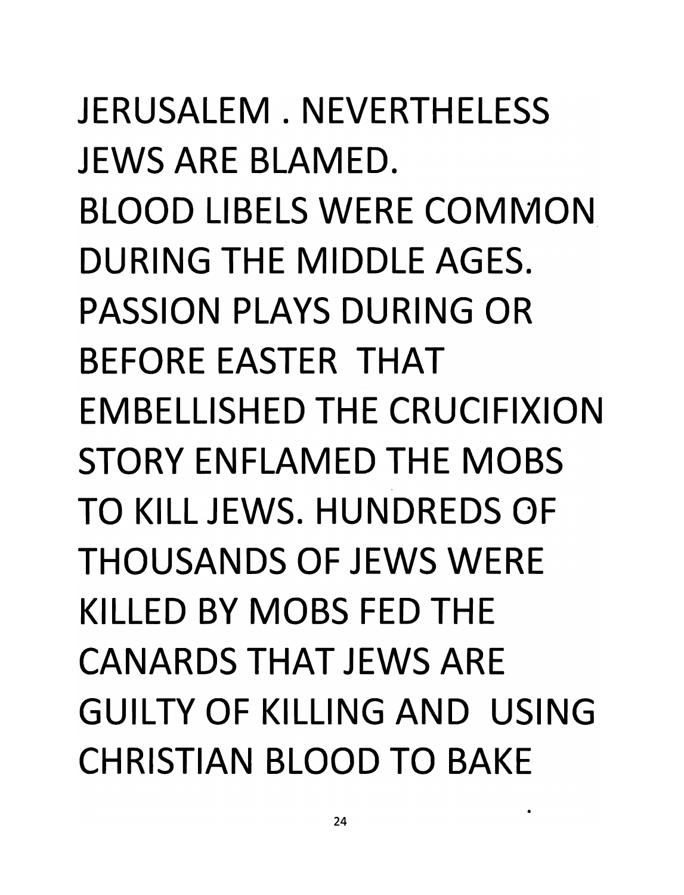JERUSALEM . NEVERTHELESS JEWS ARE BLAMED.
BLOOD LIBELS WERE COMMON DURING THE MIDDLE AGES. PASSION PLAYS DURING OR BEFORE EASTER THAT EMBELLISHED THE CRUCIFIXION STORY ENFLAMED THE MOBS TO KILL JEWS. HUNDREDS OF THOUSANDS OF JEWS WERE KILLED BY MOBS FED THE CANARDS THAT JEWS ARE GUILTY OF KILLING AND USING CHRISTIAN BLOOD TO BAKE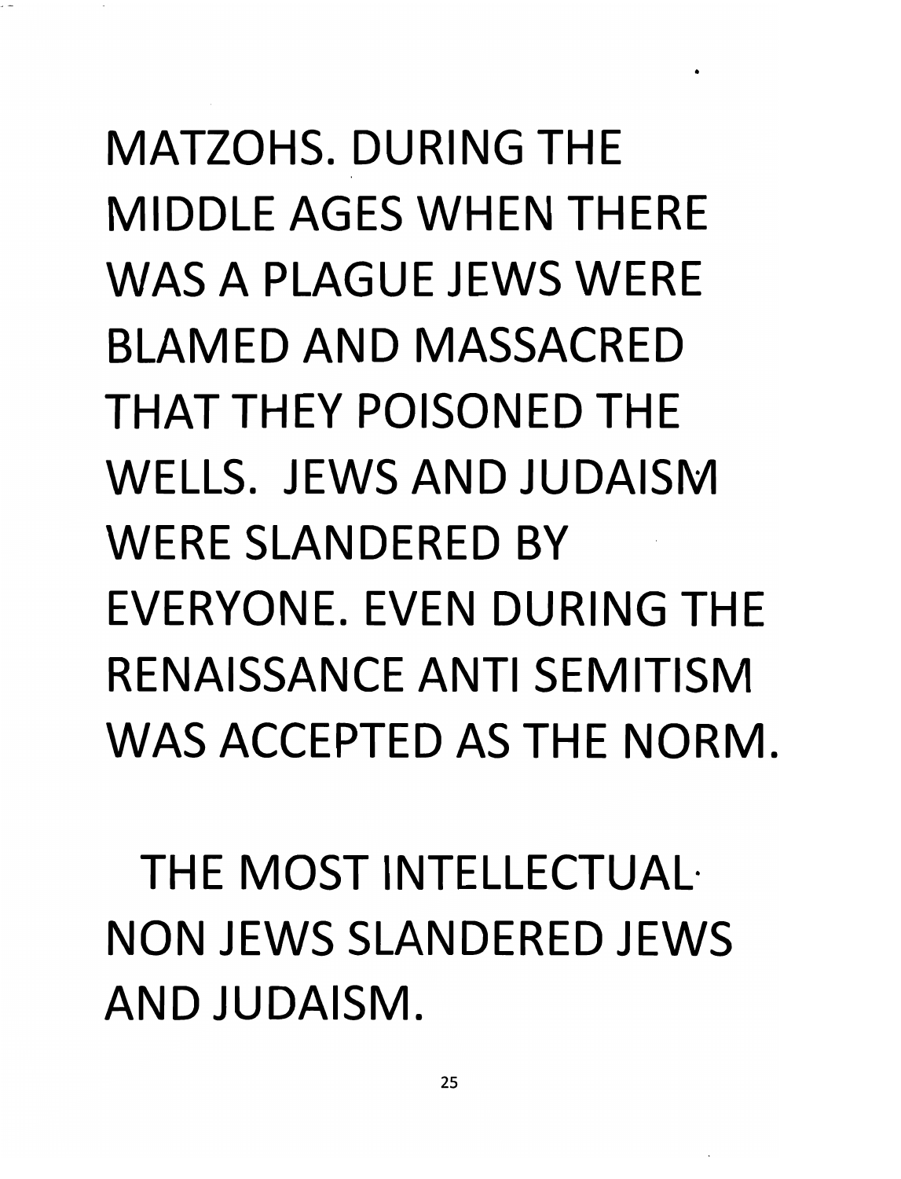MATZOHS. DURING THE MIDDLE AGES WHEN THERE WAS A PLAGUE JEWS WERE BLAMED AND MASSACRED THAT THEY POISONED THE WELLS. JEWS AND JUDAISM WERE SLANDERED BY EVERYONE. EVEN DURING THE RENAISSANCE ANTI SEMITISM WAS ACCEPTED AS THE NORM.

THE MOST INTELLECTUAL NON JEWS SLANDERED JEWS AND JUDAISM.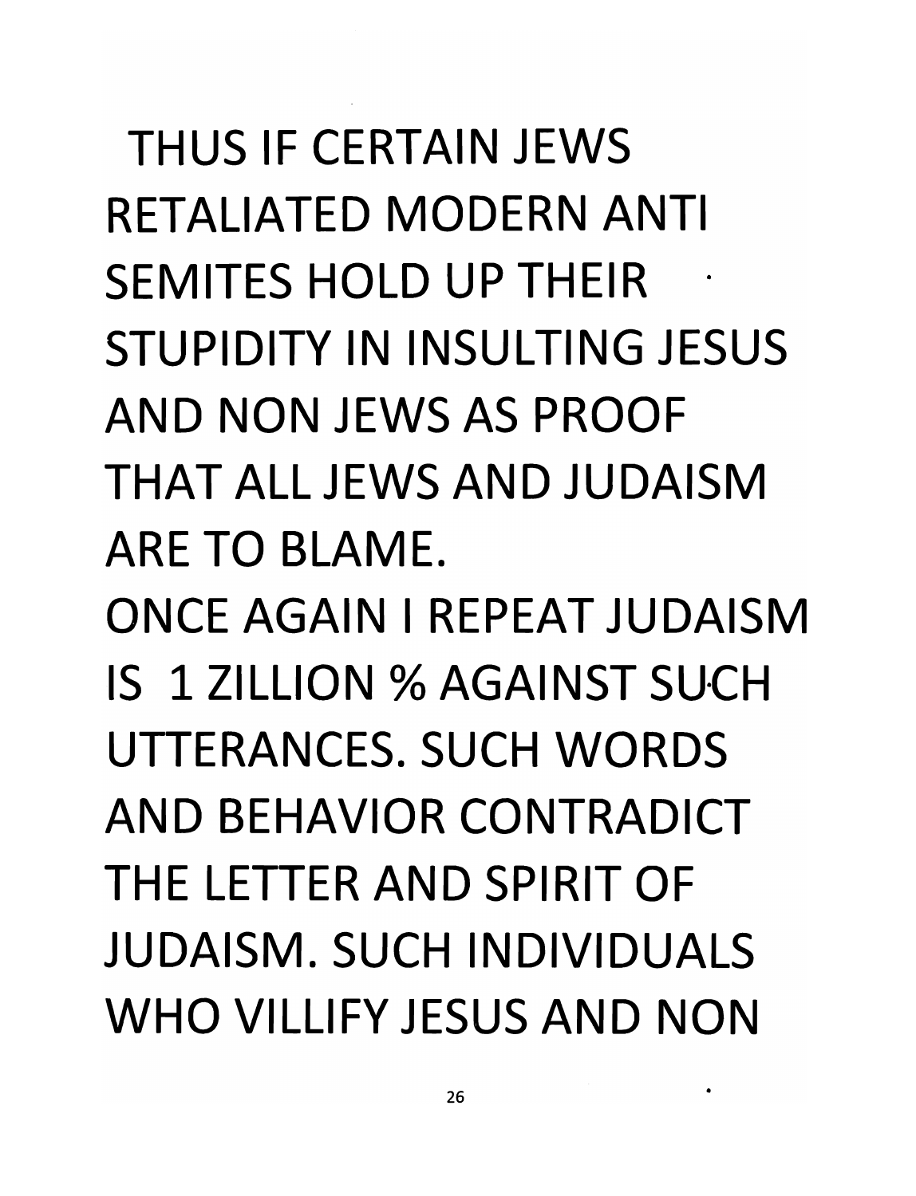THUS IF CERTAIN JEWS RETALIATED MODERN ANTI SEMITES HOLD UP THEIR STUPIDITY IN INSULTING JESUS AND NON JEWS AS PROOF THAT ALL JEWS AND JUDAISM ARE TO BLAME.

ONCE AGAIN I REPEAT JUDAISM IS 1 ZILLION % AGAINST SUCH UTTERANCES. SUCH WORDS AND BEHAVIOR CONTRADICT THE LETTER AND SPIRIT OF JUDAISM. SUCH INDIVIDUALS WHO VILLIFY JESUS AND NON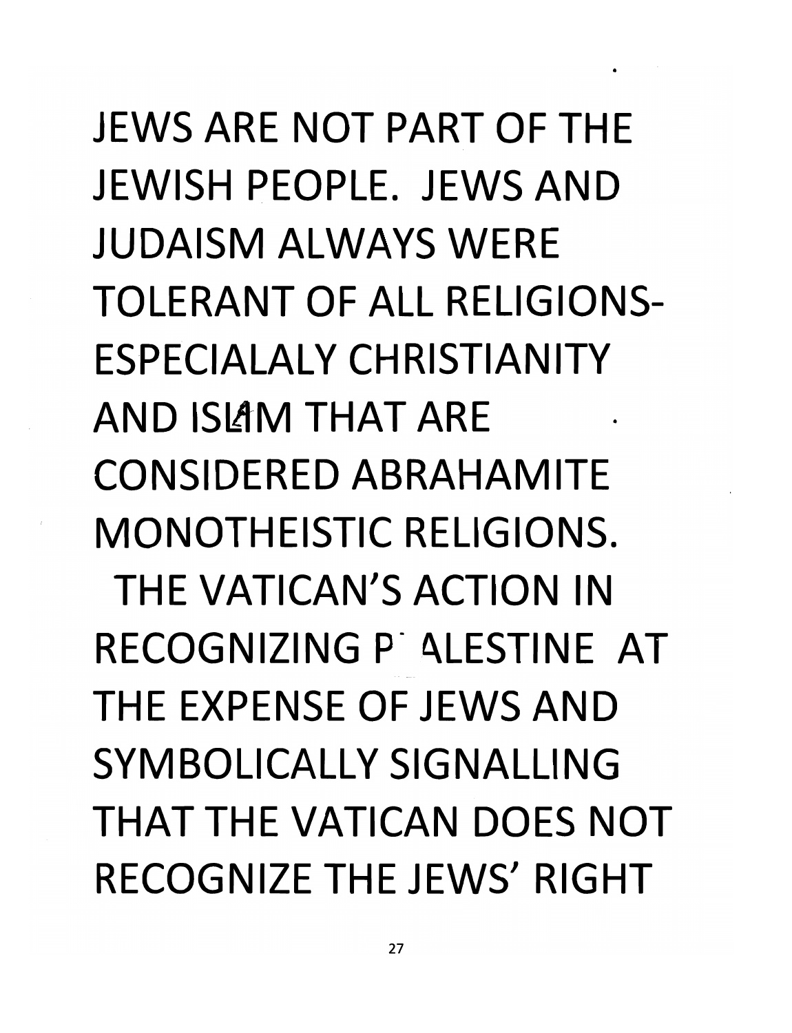JEWS ARE NOT PART OF THE JEWISH PEOPLE. JEWS AND JUDAISM ALWAYS WERE TOLERANT OF ALL RELIGIONS- ESPECIALALY CHRISTIANITY AND ISLAM THAT ARE CONSIDERED ABRAHAMITE MONOTHEISTIC RELIGIONS.

THE VATICAN'S ACTION IN RECOGNIZING PALESTINE AT THE EXPENSE OF JEWS AND SYMBOLICALLY SIGNALLING THAT THE VATICAN DOES NOT RECOGNIZE THE JEWS' RIGHT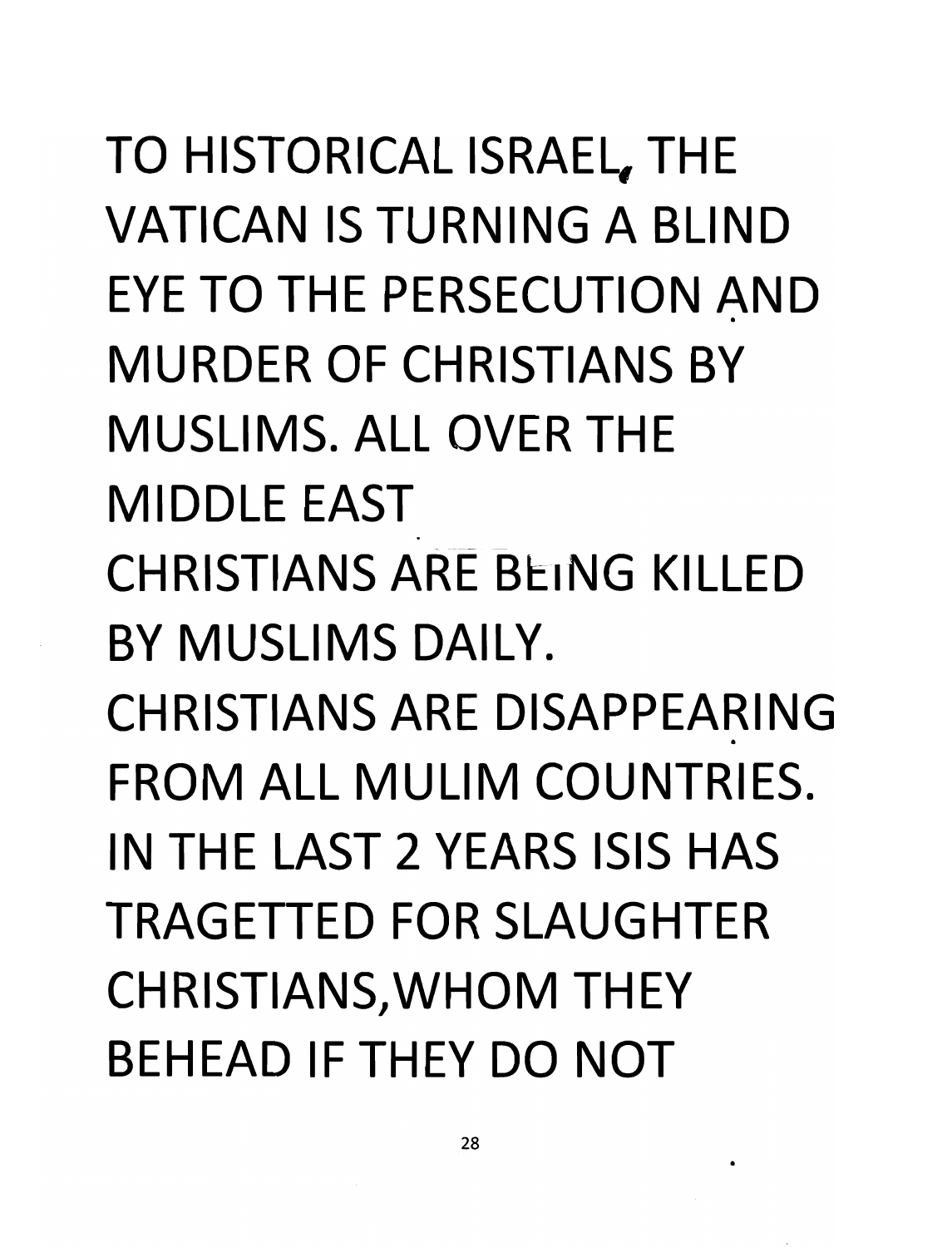TO HISTORICAL ISRAEL, THE VATICAN IS TURNING A BLIND EYE TO THE PERSECUTION AND MURDER OF CHRISTIANS BY MUSLIMS. ALL OVER THE MIDDLE EAST CHRISTIANS ARE BEING KILLED BY MUSLIMS DAILY. CHRISTIANS ARE DISAPPEARING FROM ALL MULIM COUNTRIES. IN THE LAST 2 YEARS ISIS HAS TRAGETTED FOR SLAUGHTER CHRISTIANS,WHOM THEY BEHEAD IF THEY DO NOT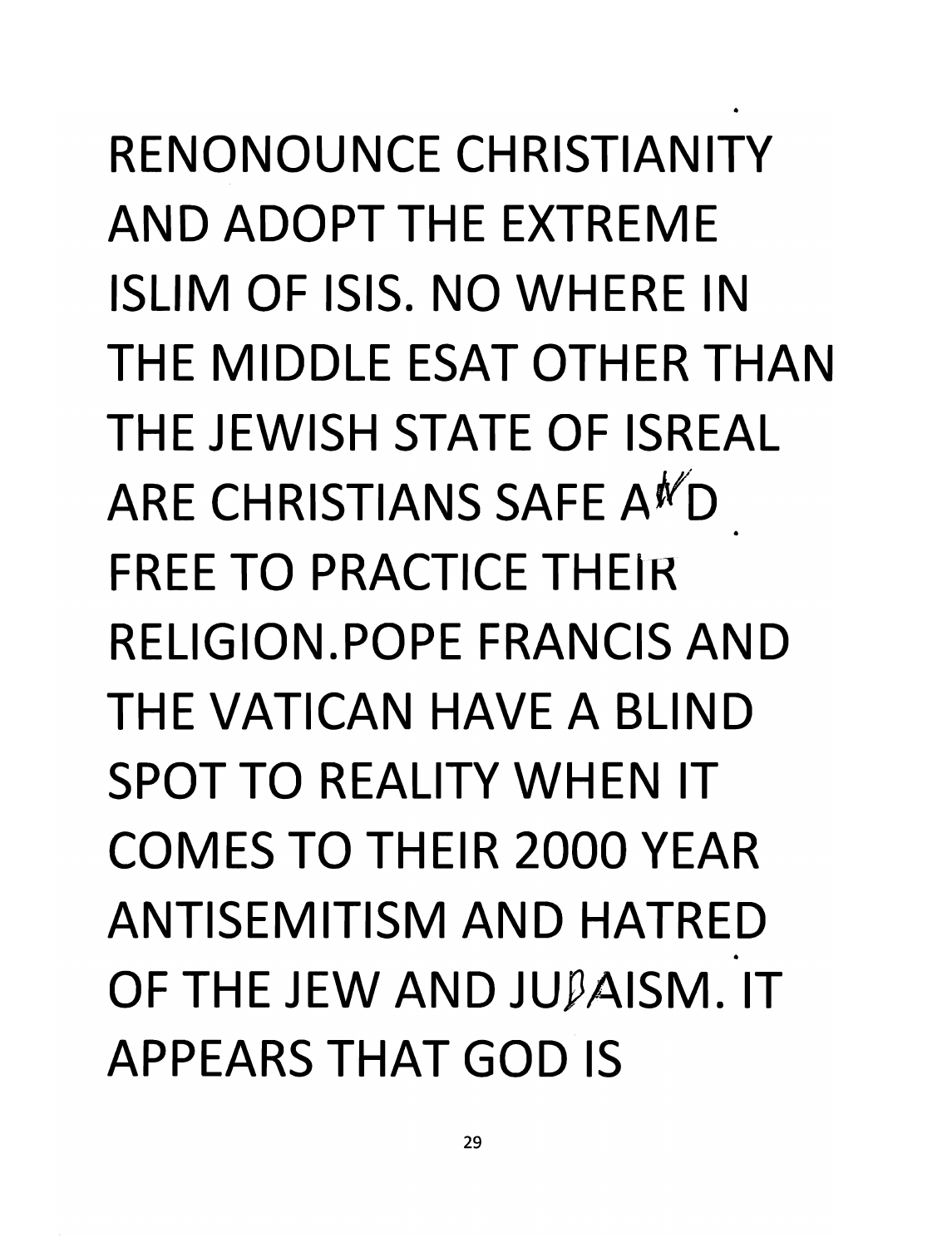RENONOUNCE CHRISTIANITY AND ADOPT THE EXTREME ISLIM OF ISIS. NO WHERE IN THE MIDDLE ESAT OTHER THAN THE JEWISH STATE OF ISREAL ARE CHRISTIANS SAFE AND FREE TO PRACTICE THEIR RELIGION.POPE FRANCIS AND THE VATICAN HAVE A BLIND SPOT TO REALITY WHEN IT COMES TO THEIR 2000 YEAR ANTISEMITISM AND HATRED OF THE JEW AND JUDAISM. IT APPEARS THAT GOD IS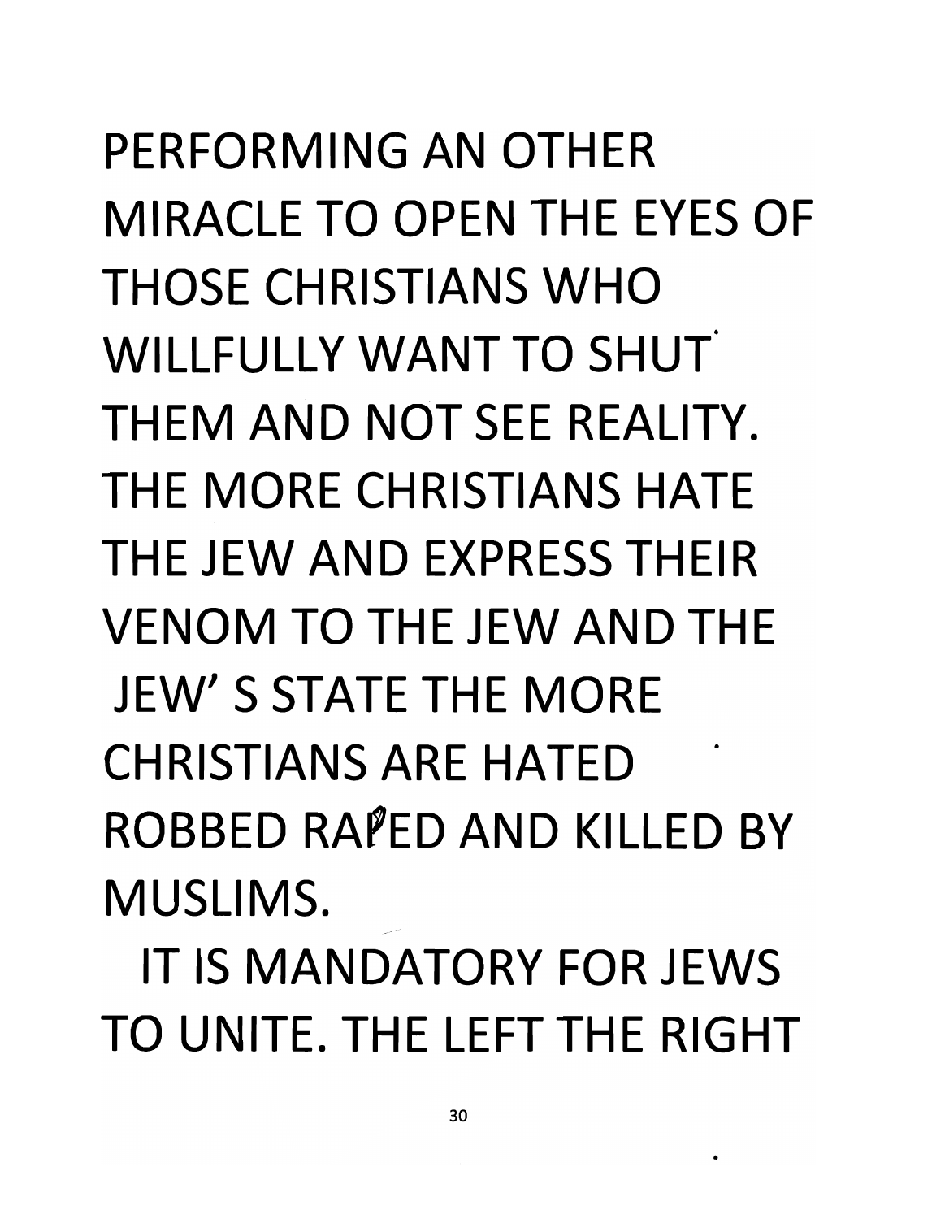PERFORMING AN OTHER MIRACLE TO OPEN THE EYES OF THOSE CHRISTIANS WHO WILLFULLY WANT TO SHUT THEM AND NOT SEE REALITY. THE MORE CHRISTIANS HATE THE JEW AND EXPRESS THEIR VENOM TO THE JEW AND THE JEW' S STATE THE MORE CHRISTIANS ARE HATED ROBBED RAPED AND KILLED BY MUSLIMS.

IT IS MANDATORY FOR JEWS TO UNITE. THE LEFT THE RIGHT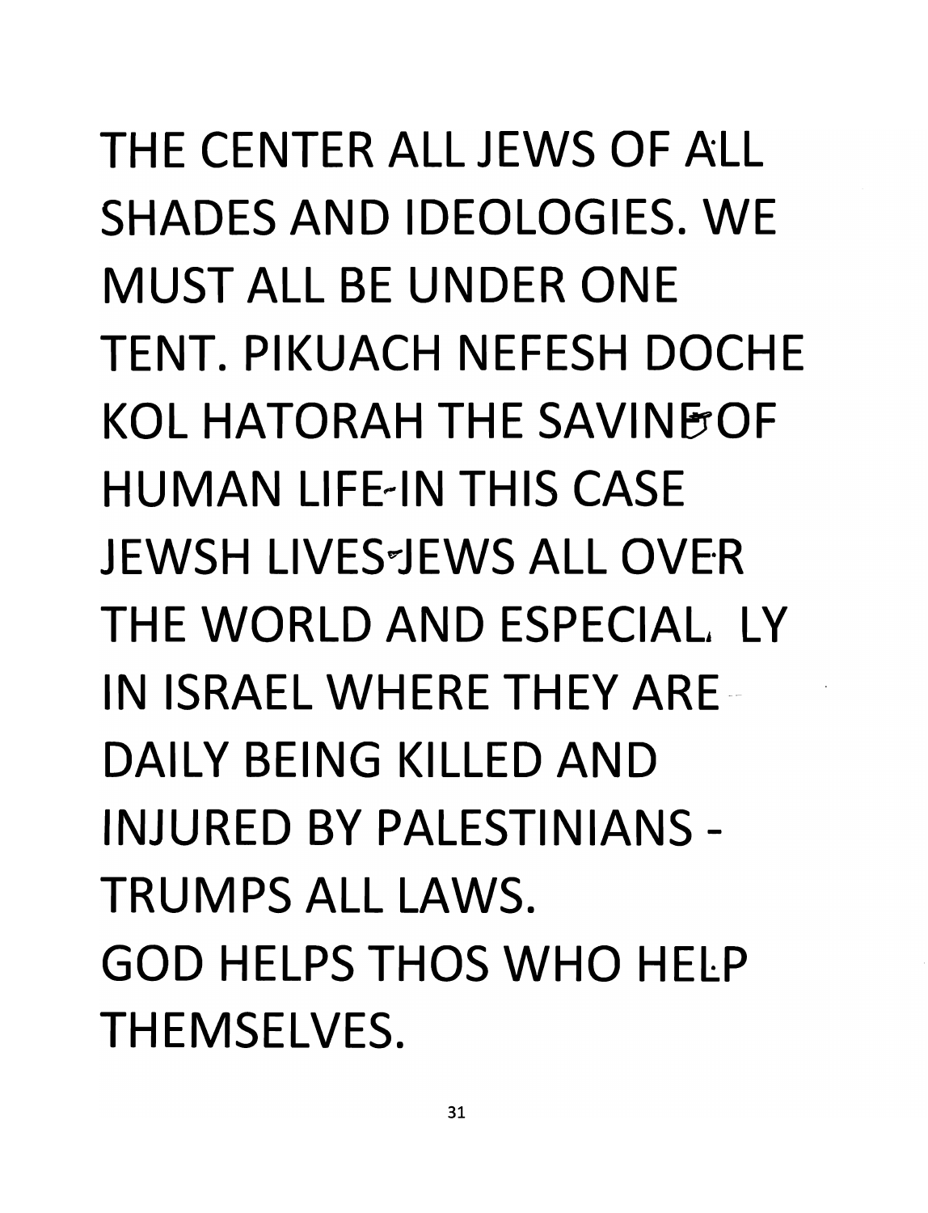THE CENTER ALL JEWS OF ALL SHADES AND IDEOLOGIES. WE MUST ALL BE UNDER ONE TENT. PIKUACH NEFESH DOCHE KOL HATORAH THE SAVING OF HUMAN LIFE-IN THIS CASE JEWSH LIVES-JEWS ALL OVER THE WORLD AND ESPECIALLY IN ISRAEL WHERE THEY ARE DAILY BEING KILLED AND INJURED BY PALESTINIANS - TRUMPS ALL LAWS.

GOD HELPS THOS WHO HELP THEMSELVES.